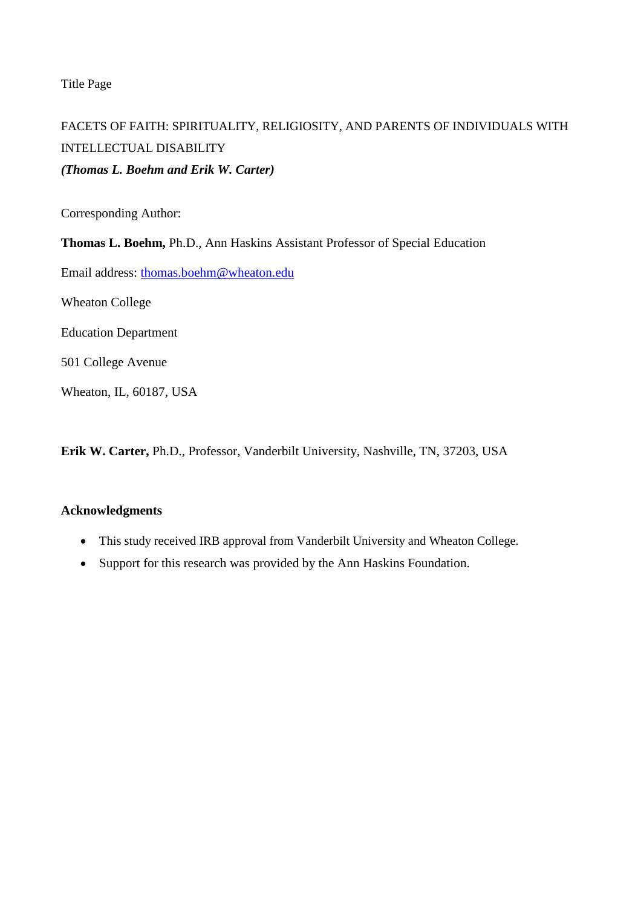Title Page

# FACETS OF FAITH: SPIRITUALITY, RELIGIOSITY, AND PARENTS OF INDIVIDUALS WITH INTELLECTUAL DISABILITY

***(Thomas L. Boehm and Erik W. Carter)***

Corresponding Author:

**Thomas L. Boehm,** Ph.D., Ann Haskins Assistant Professor of Special Education

Email address: thomas.boehm@wheaton.edu

Wheaton College

Education Department

501 College Avenue

Wheaton, IL, 60187, USA

**Erik W. Carter,** Ph.D., Professor, Vanderbilt University, Nashville, TN, 37203, USA

**Acknowledgments**

- This study received IRB approval from Vanderbilt University and Wheaton College.
- Support for this research was provided by the Ann Haskins Foundation.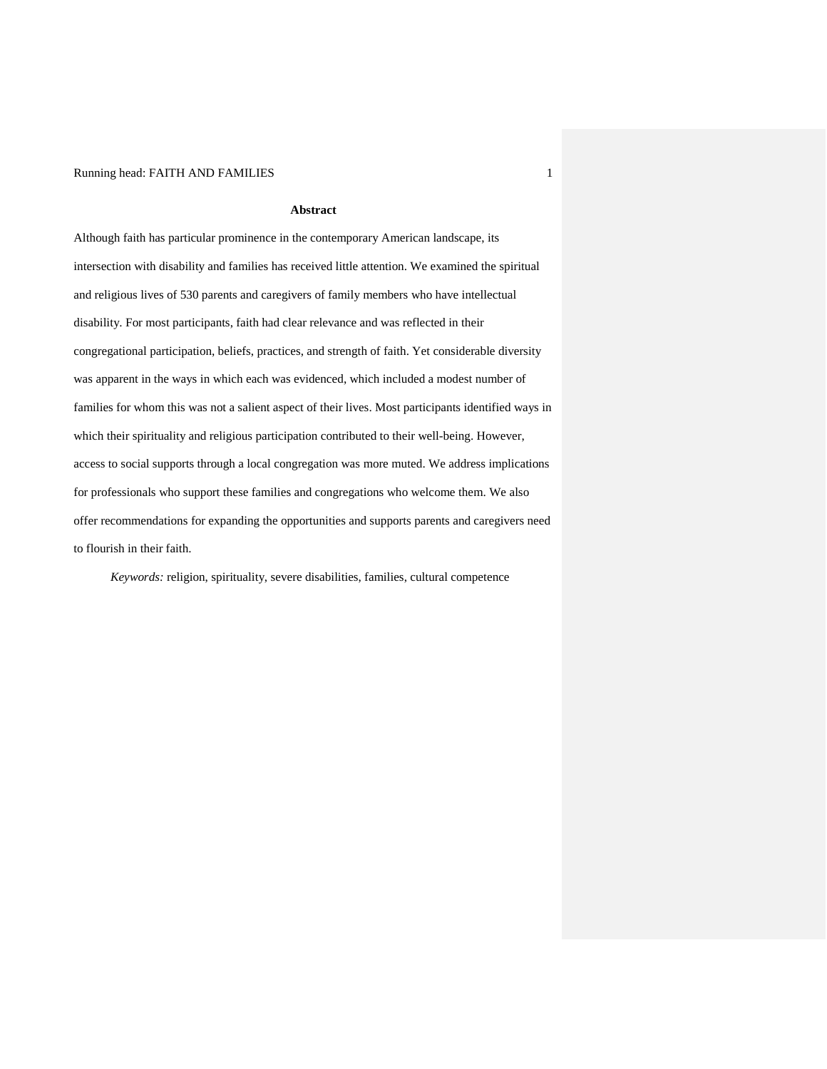## Abstract

Although faith has particular prominence in the contemporary American landscape, its intersection with disability and families has received little attention. We examined the spiritual and religious lives of 530 parents and caregivers of family members who have intellectual disability. For most participants, faith had clear relevance and was reflected in their congregational participation, beliefs, practices, and strength of faith. Yet considerable diversity was apparent in the ways in which each was evidenced, which included a modest number of families for whom this was not a salient aspect of their lives. Most participants identified ways in which their spirituality and religious participation contributed to their well-being. However, access to social supports through a local congregation was more muted. We address implications for professionals who support these families and congregations who welcome them. We also offer recommendations for expanding the opportunities and supports parents and caregivers need to flourish in their faith.

*Keywords:* religion, spirituality, severe disabilities, families, cultural competence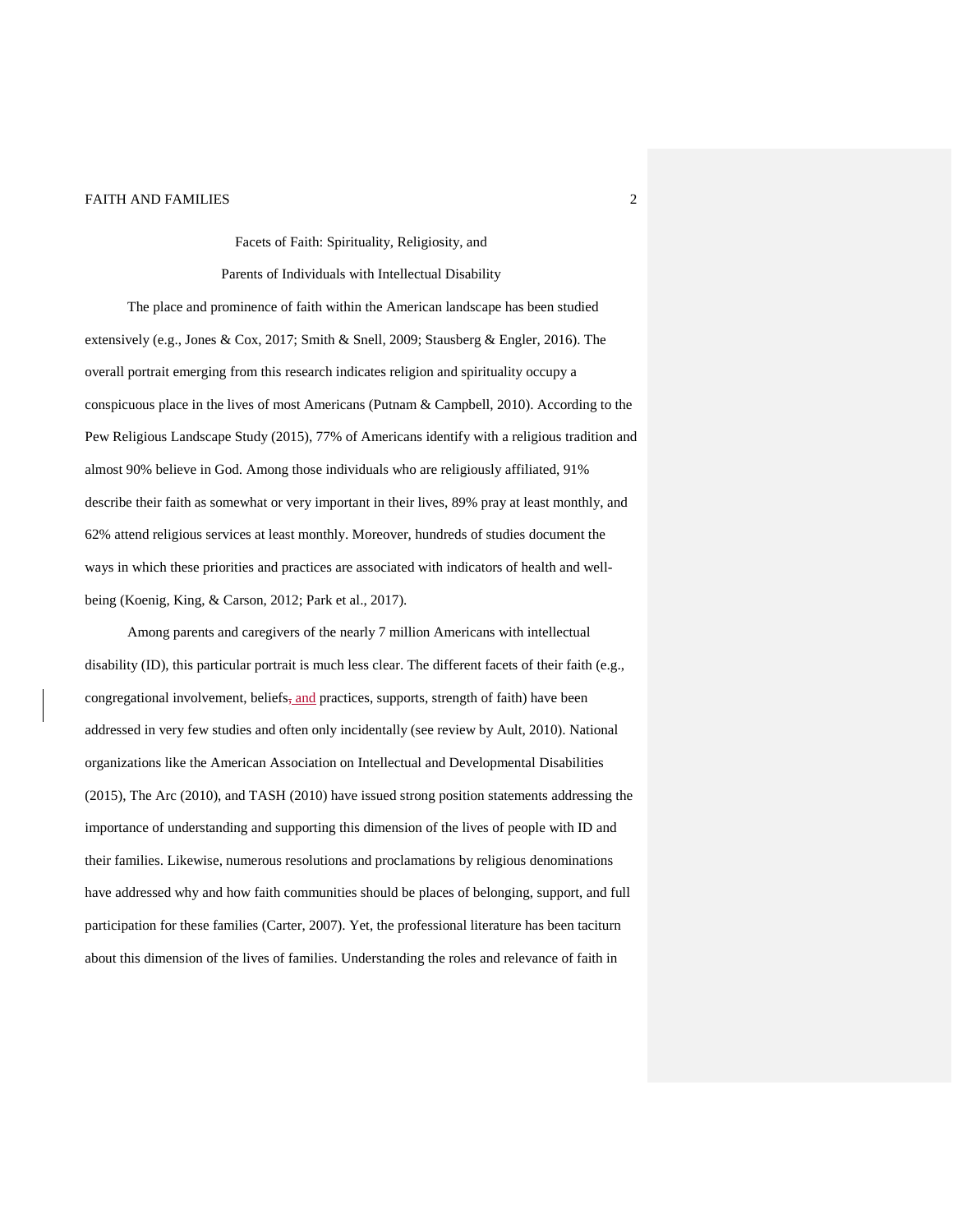# Facets of Faith: Spirituality, Religiosity, and Parents of Individuals with Intellectual Disability

The place and prominence of faith within the American landscape has been studied extensively (e.g., Jones & Cox, 2017; Smith & Snell, 2009; Stausberg & Engler, 2016). The overall portrait emerging from this research indicates religion and spirituality occupy a conspicuous place in the lives of most Americans (Putnam & Campbell, 2010). According to the Pew Religious Landscape Study (2015), 77% of Americans identify with a religious tradition and almost 90% believe in God. Among those individuals who are religiously affiliated, 91% describe their faith as somewhat or very important in their lives, 89% pray at least monthly, and 62% attend religious services at least monthly. Moreover, hundreds of studies document the ways in which these priorities and practices are associated with indicators of health and well-being (Koenig, King, & Carson, 2012; Park et al., 2017).

Among parents and caregivers of the nearly 7 million Americans with intellectual disability (ID), this particular portrait is much less clear. The different facets of their faith (e.g., congregational involvement, beliefs and practices, supports, strength of faith) have been addressed in very few studies and often only incidentally (see review by Ault, 2010). National organizations like the American Association on Intellectual and Developmental Disabilities (2015), The Arc (2010), and TASH (2010) have issued strong position statements addressing the importance of understanding and supporting this dimension of the lives of people with ID and their families. Likewise, numerous resolutions and proclamations by religious denominations have addressed why and how faith communities should be places of belonging, support, and full participation for these families (Carter, 2007). Yet, the professional literature has been taciturn about this dimension of the lives of families. Understanding the roles and relevance of faith in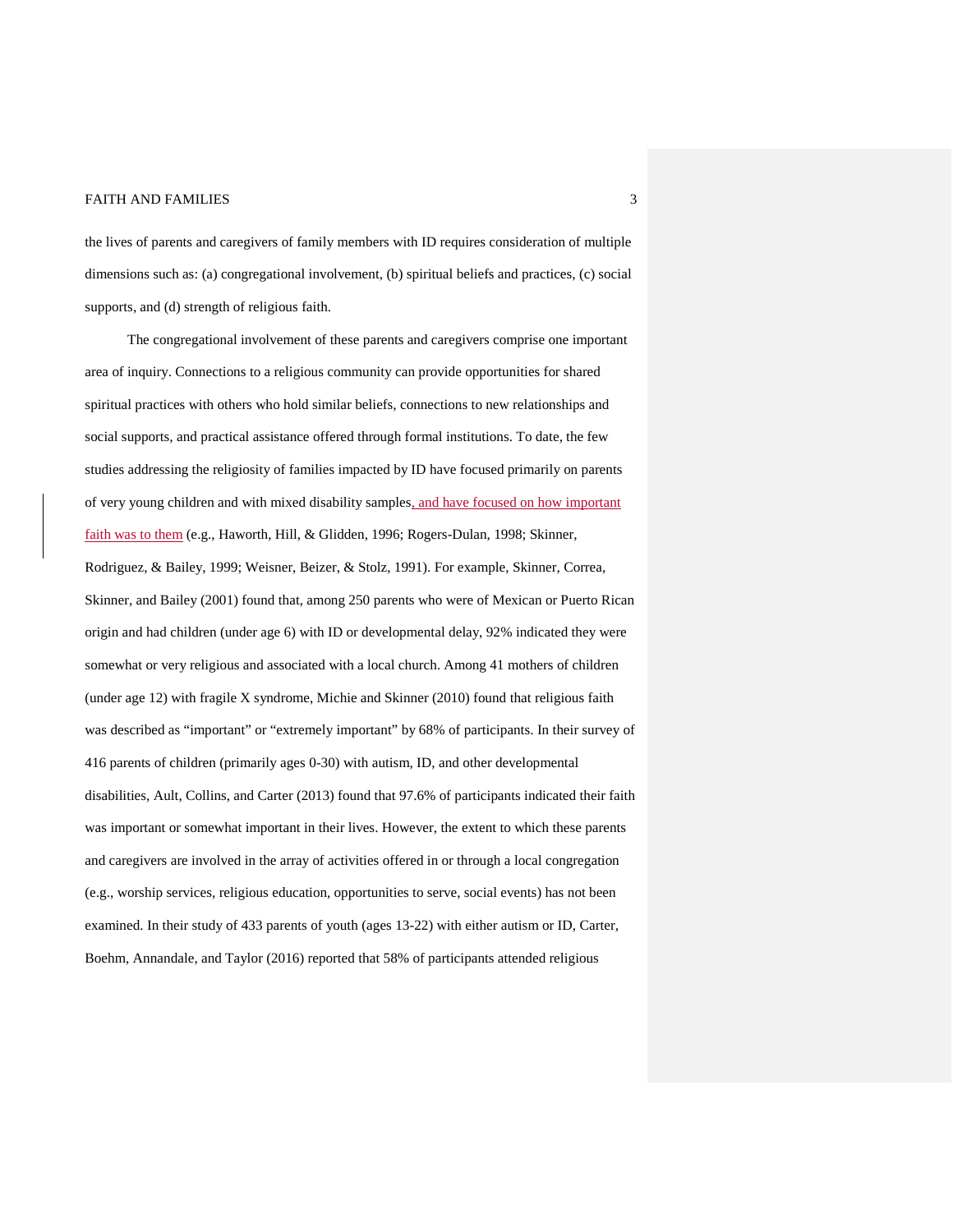the lives of parents and caregivers of family members with ID requires consideration of multiple dimensions such as: (a) congregational involvement, (b) spiritual beliefs and practices, (c) social supports, and (d) strength of religious faith.

The congregational involvement of these parents and caregivers comprise one important area of inquiry. Connections to a religious community can provide opportunities for shared spiritual practices with others who hold similar beliefs, connections to new relationships and social supports, and practical assistance offered through formal institutions. To date, the few studies addressing the religiosity of families impacted by ID have focused primarily on parents of very young children and with mixed disability samples, and have focused on how important faith was to them (e.g., Haworth, Hill, & Glidden, 1996; Rogers-Dulan, 1998; Skinner, Rodriguez, & Bailey, 1999; Weisner, Beizer, & Stolz, 1991). For example, Skinner, Correa, Skinner, and Bailey (2001) found that, among 250 parents who were of Mexican or Puerto Rican origin and had children (under age 6) with ID or developmental delay, 92% indicated they were somewhat or very religious and associated with a local church. Among 41 mothers of children (under age 12) with fragile X syndrome, Michie and Skinner (2010) found that religious faith was described as "important" or "extremely important" by 68% of participants. In their survey of 416 parents of children (primarily ages 0-30) with autism, ID, and other developmental disabilities, Ault, Collins, and Carter (2013) found that 97.6% of participants indicated their faith was important or somewhat important in their lives. However, the extent to which these parents and caregivers are involved in the array of activities offered in or through a local congregation (e.g., worship services, religious education, opportunities to serve, social events) has not been examined. In their study of 433 parents of youth (ages 13-22) with either autism or ID, Carter, Boehm, Annandale, and Taylor (2016) reported that 58% of participants attended religious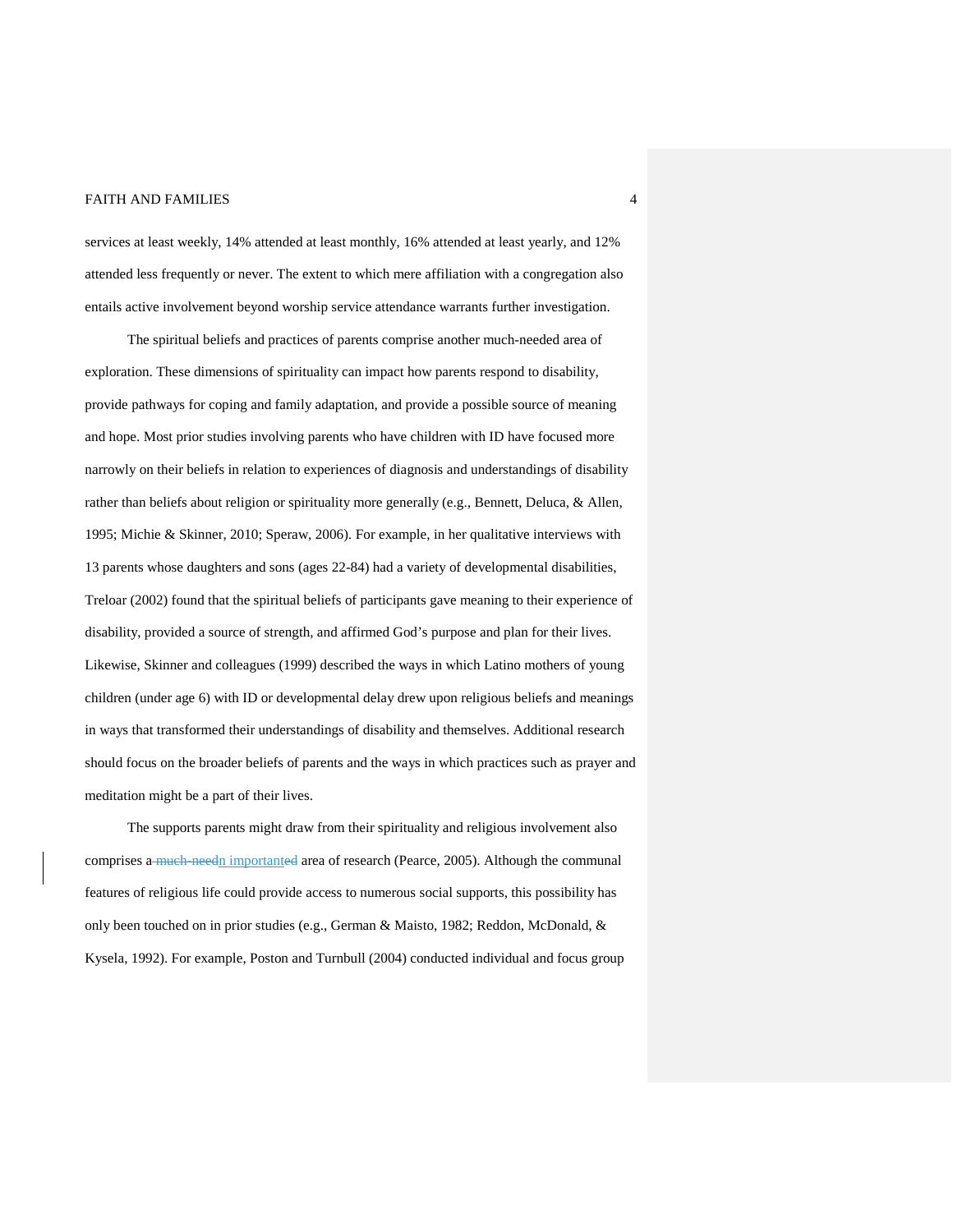services at least weekly, 14% attended at least monthly, 16% attended at least yearly, and 12% attended less frequently or never. The extent to which mere affiliation with a congregation also entails active involvement beyond worship service attendance warrants further investigation.

The spiritual beliefs and practices of parents comprise another much-needed area of exploration. These dimensions of spirituality can impact how parents respond to disability, provide pathways for coping and family adaptation, and provide a possible source of meaning and hope. Most prior studies involving parents who have children with ID have focused more narrowly on their beliefs in relation to experiences of diagnosis and understandings of disability rather than beliefs about religion or spirituality more generally (e.g., Bennett, Deluca, & Allen, 1995; Michie & Skinner, 2010; Speraw, 2006). For example, in her qualitative interviews with 13 parents whose daughters and sons (ages 22-84) had a variety of developmental disabilities, Treloar (2002) found that the spiritual beliefs of participants gave meaning to their experience of disability, provided a source of strength, and affirmed God's purpose and plan for their lives. Likewise, Skinner and colleagues (1999) described the ways in which Latino mothers of young children (under age 6) with ID or developmental delay drew upon religious beliefs and meanings in ways that transformed their understandings of disability and themselves. Additional research should focus on the broader beliefs of parents and the ways in which practices such as prayer and meditation might be a part of their lives.

The supports parents might draw from their spirituality and religious involvement also comprises an important area of research (Pearce, 2005). Although the communal features of religious life could provide access to numerous social supports, this possibility has only been touched on in prior studies (e.g., German & Maisto, 1982; Reddon, McDonald, & Kysela, 1992). For example, Poston and Turnbull (2004) conducted individual and focus group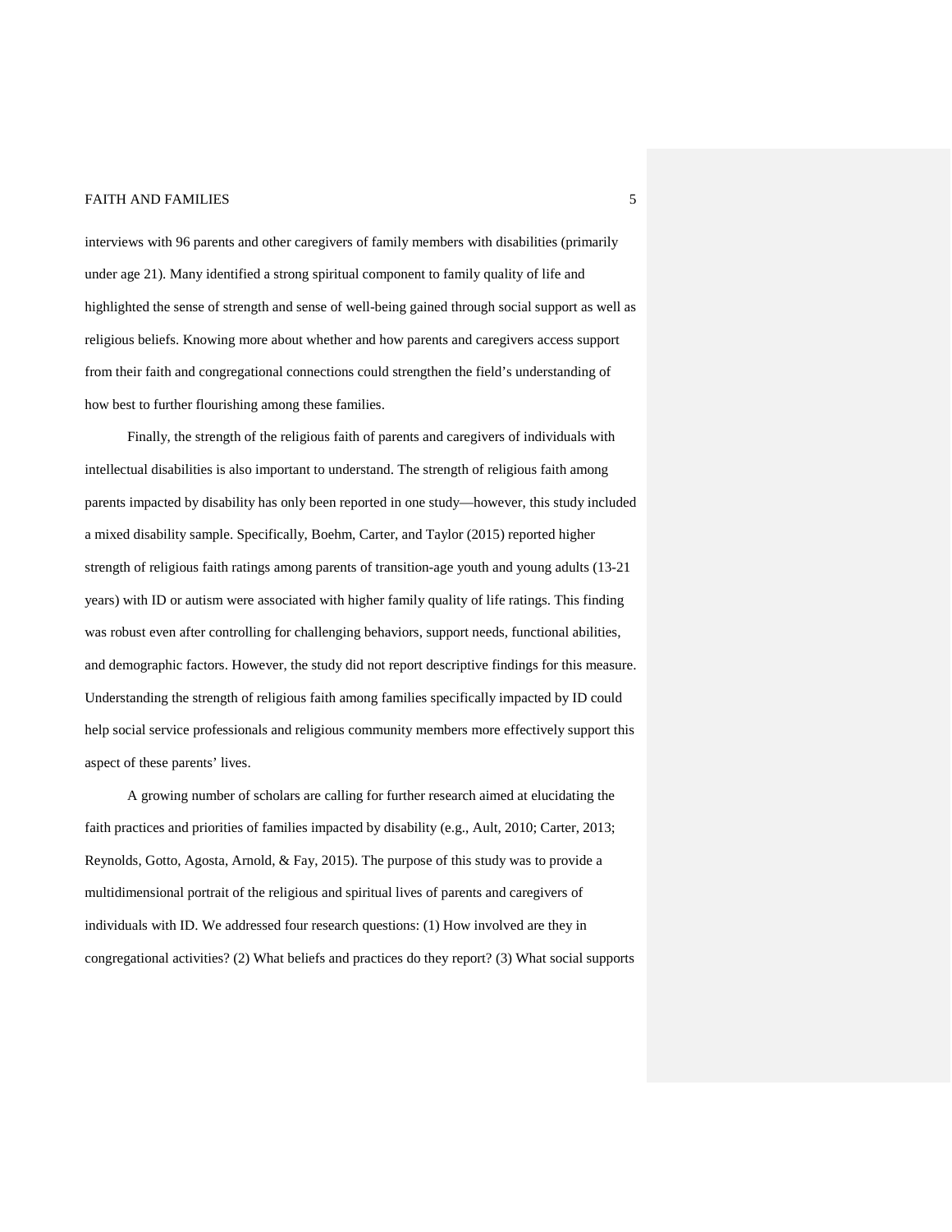interviews with 96 parents and other caregivers of family members with disabilities (primarily under age 21). Many identified a strong spiritual component to family quality of life and highlighted the sense of strength and sense of well-being gained through social support as well as religious beliefs. Knowing more about whether and how parents and caregivers access support from their faith and congregational connections could strengthen the field's understanding of how best to further flourishing among these families.

Finally, the strength of the religious faith of parents and caregivers of individuals with intellectual disabilities is also important to understand. The strength of religious faith among parents impacted by disability has only been reported in one study—however, this study included a mixed disability sample. Specifically, Boehm, Carter, and Taylor (2015) reported higher strength of religious faith ratings among parents of transition-age youth and young adults (13-21 years) with ID or autism were associated with higher family quality of life ratings. This finding was robust even after controlling for challenging behaviors, support needs, functional abilities, and demographic factors. However, the study did not report descriptive findings for this measure. Understanding the strength of religious faith among families specifically impacted by ID could help social service professionals and religious community members more effectively support this aspect of these parents' lives.

A growing number of scholars are calling for further research aimed at elucidating the faith practices and priorities of families impacted by disability (e.g., Ault, 2010; Carter, 2013; Reynolds, Gotto, Agosta, Arnold, & Fay, 2015). The purpose of this study was to provide a multidimensional portrait of the religious and spiritual lives of parents and caregivers of individuals with ID. We addressed four research questions: (1) How involved are they in congregational activities? (2) What beliefs and practices do they report? (3) What social supports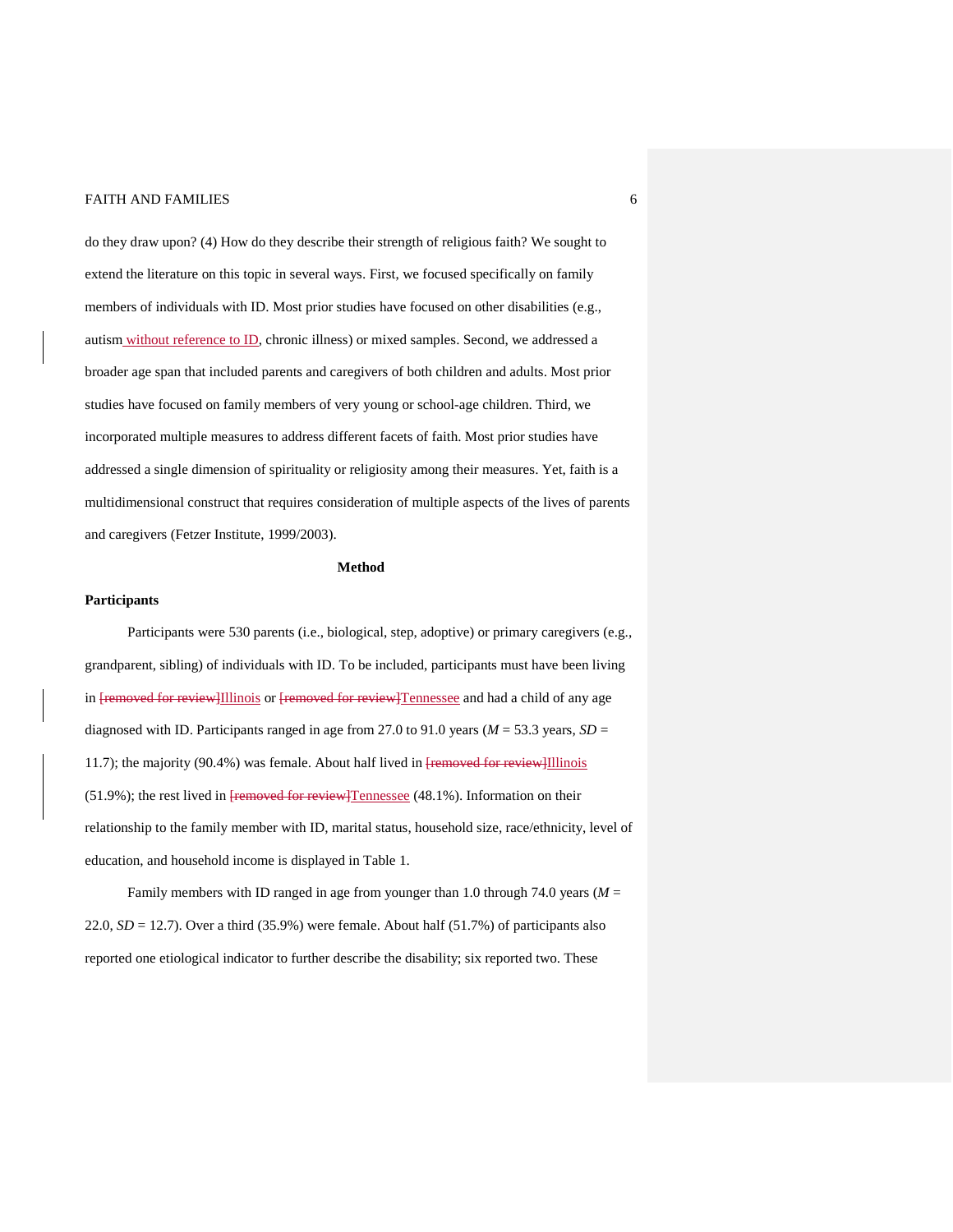do they draw upon? (4) How do they describe their strength of religious faith? We sought to extend the literature on this topic in several ways. First, we focused specifically on family members of individuals with ID. Most prior studies have focused on other disabilities (e.g., autism without reference to ID, chronic illness) or mixed samples. Second, we addressed a broader age span that included parents and caregivers of both children and adults. Most prior studies have focused on family members of very young or school-age children. Third, we incorporated multiple measures to address different facets of faith. Most prior studies have addressed a single dimension of spirituality or religiosity among their measures. Yet, faith is a multidimensional construct that requires consideration of multiple aspects of the lives of parents and caregivers (Fetzer Institute, 1999/2003).

## Method

### Participants

Participants were 530 parents (i.e., biological, step, adoptive) or primary caregivers (e.g., grandparent, sibling) of individuals with ID. To be included, participants must have been living in ~~[removed for review]~~Illinois or ~~[removed for review]~~Tennessee and had a child of any age diagnosed with ID. Participants ranged in age from 27.0 to 91.0 years (*M* = 53.3 years, *SD* = 11.7); the majority (90.4%) was female. About half lived in ~~[removed for review]~~Illinois (51.9%); the rest lived in ~~[removed for review]~~Tennessee (48.1%). Information on their relationship to the family member with ID, marital status, household size, race/ethnicity, level of education, and household income is displayed in Table 1.

Family members with ID ranged in age from younger than 1.0 through 74.0 years (*M* = 22.0, *SD* = 12.7). Over a third (35.9%) were female. About half (51.7%) of participants also reported one etiological indicator to further describe the disability; six reported two. These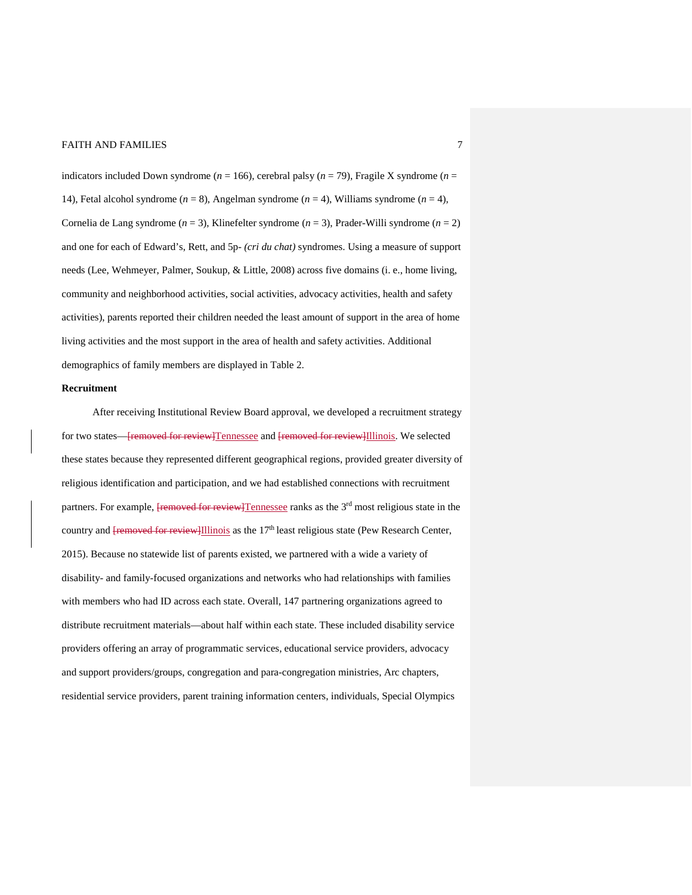indicators included Down syndrome (*n* = 166), cerebral palsy (*n* = 79), Fragile X syndrome (*n* = 14), Fetal alcohol syndrome (*n* = 8), Angelman syndrome (*n* = 4), Williams syndrome (*n* = 4), Cornelia de Lang syndrome (*n* = 3), Klinefelter syndrome (*n* = 3), Prader-Willi syndrome (*n* = 2) and one for each of Edward's, Rett, and 5p- *(cri du chat)* syndromes. Using a measure of support needs (Lee, Wehmeyer, Palmer, Soukup, & Little, 2008) across five domains (i. e., home living, community and neighborhood activities, social activities, advocacy activities, health and safety activities), parents reported their children needed the least amount of support in the area of home living activities and the most support in the area of health and safety activities. Additional demographics of family members are displayed in Table 2.

**Recruitment**

After receiving Institutional Review Board approval, we developed a recruitment strategy for two states—~~[removed for review]~~Tennessee and ~~[removed for review]~~Illinois. We selected these states because they represented different geographical regions, provided greater diversity of religious identification and participation, and we had established connections with recruitment partners. For example, ~~[removed for review]~~Tennessee ranks as the 3rd most religious state in the country and ~~[removed for review]~~Illinois as the 17th least religious state (Pew Research Center, 2015). Because no statewide list of parents existed, we partnered with a wide a variety of disability- and family-focused organizations and networks who had relationships with families with members who had ID across each state. Overall, 147 partnering organizations agreed to distribute recruitment materials—about half within each state. These included disability service providers offering an array of programmatic services, educational service providers, advocacy and support providers/groups, congregation and para-congregation ministries, Arc chapters, residential service providers, parent training information centers, individuals, Special Olympics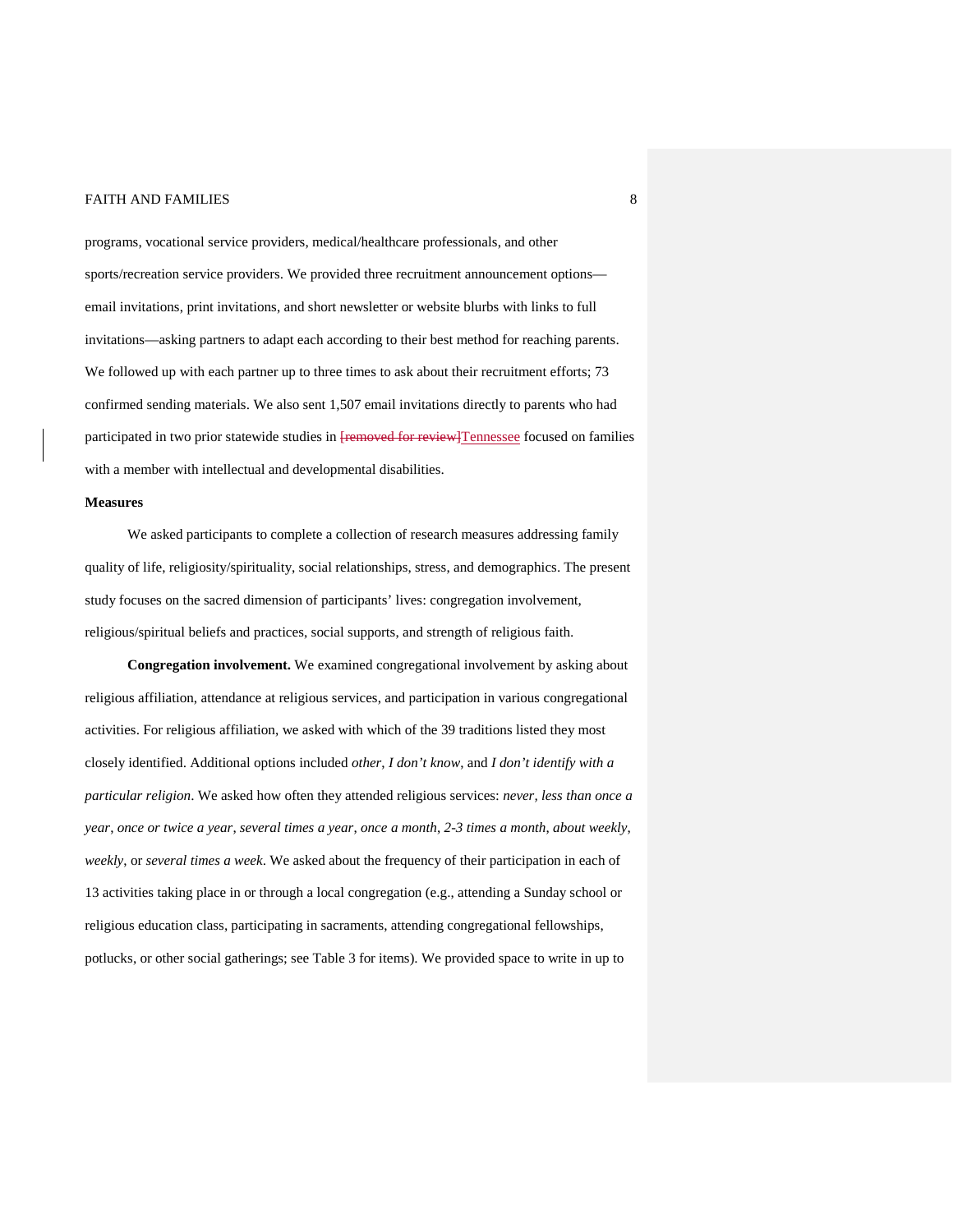programs, vocational service providers, medical/healthcare professionals, and other sports/recreation service providers. We provided three recruitment announcement options—email invitations, print invitations, and short newsletter or website blurbs with links to full invitations—asking partners to adapt each according to their best method for reaching parents. We followed up with each partner up to three times to ask about their recruitment efforts; 73 confirmed sending materials. We also sent 1,507 email invitations directly to parents who had participated in two prior statewide studies in ~~[removed for review]~~Tennessee focused on families with a member with intellectual and developmental disabilities.

### Measures

We asked participants to complete a collection of research measures addressing family quality of life, religiosity/spirituality, social relationships, stress, and demographics. The present study focuses on the sacred dimension of participants' lives: congregation involvement, religious/spiritual beliefs and practices, social supports, and strength of religious faith.

**Congregation involvement.** We examined congregational involvement by asking about religious affiliation, attendance at religious services, and participation in various congregational activities. For religious affiliation, we asked with which of the 39 traditions listed they most closely identified. Additional options included *other*, *I don't know*, and *I don't identify with a particular religion*. We asked how often they attended religious services: *never*, *less than once a year*, *once or twice a year*, *several times a year*, *once a month*, *2-3 times a month*, *about weekly*, *weekly*, or *several times a week*. We asked about the frequency of their participation in each of 13 activities taking place in or through a local congregation (e.g., attending a Sunday school or religious education class, participating in sacraments, attending congregational fellowships, potlucks, or other social gatherings; see Table 3 for items). We provided space to write in up to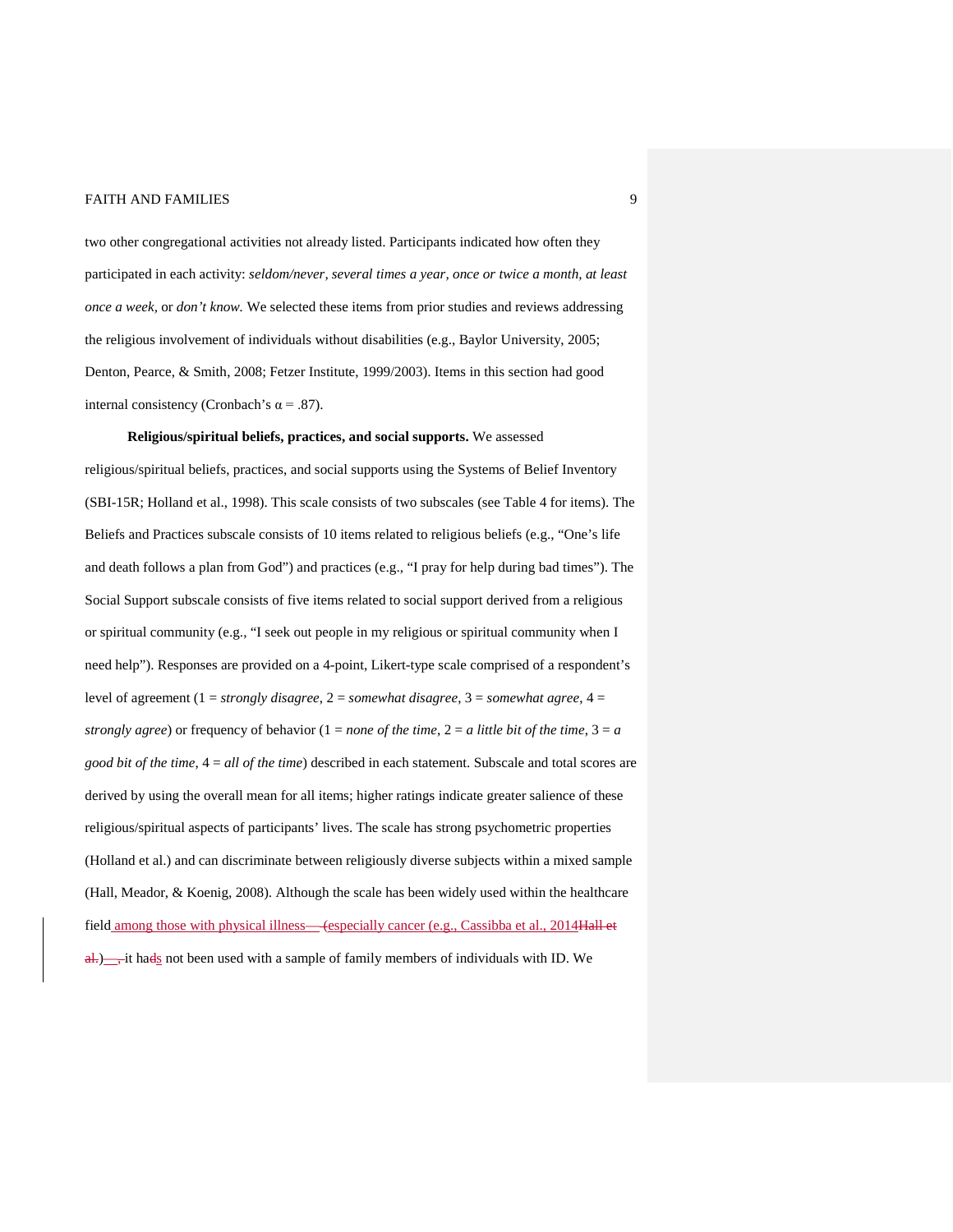two other congregational activities not already listed. Participants indicated how often they participated in each activity: *seldom/never, several times a year, once or twice a month, at least once a week,* or *don't know.* We selected these items from prior studies and reviews addressing the religious involvement of individuals without disabilities (e.g., Baylor University, 2005; Denton, Pearce, & Smith, 2008; Fetzer Institute, 1999/2003). Items in this section had good internal consistency (Cronbach's $\alpha = .87$).

**Religious/spiritual beliefs, practices, and social supports.** We assessed religious/spiritual beliefs, practices, and social supports using the Systems of Belief Inventory (SBI-15R; Holland et al., 1998). This scale consists of two subscales (see Table 4 for items). The Beliefs and Practices subscale consists of 10 items related to religious beliefs (e.g., "One's life and death follows a plan from God") and practices (e.g., "I pray for help during bad times"). The Social Support subscale consists of five items related to social support derived from a religious or spiritual community (e.g., "I seek out people in my religious or spiritual community when I need help"). Responses are provided on a 4-point, Likert-type scale comprised of a respondent's level of agreement (1 = *strongly disagree*, 2 = *somewhat disagree*, 3 = *somewhat agree*, 4 = *strongly agree*) or frequency of behavior (1 = *none of the time*, 2 = *a little bit of the time*, 3 = *a good bit of the time*, 4 = *all of the time*) described in each statement. Subscale and total scores are derived by using the overall mean for all items; higher ratings indicate greater salience of these religious/spiritual aspects of participants' lives. The scale has strong psychometric properties (Holland et al.) and can discriminate between religiously diverse subjects within a mixed sample (Hall, Meador, & Koenig, 2008). Although the scale has been widely used within the healthcare field among those with physical illness— ~~(~~especially cancer (e.g., Cassibba et al., 2014~~Hall et al.~~)—~~,~~ it ha~~d~~s not been used with a sample of family members of individuals with ID. We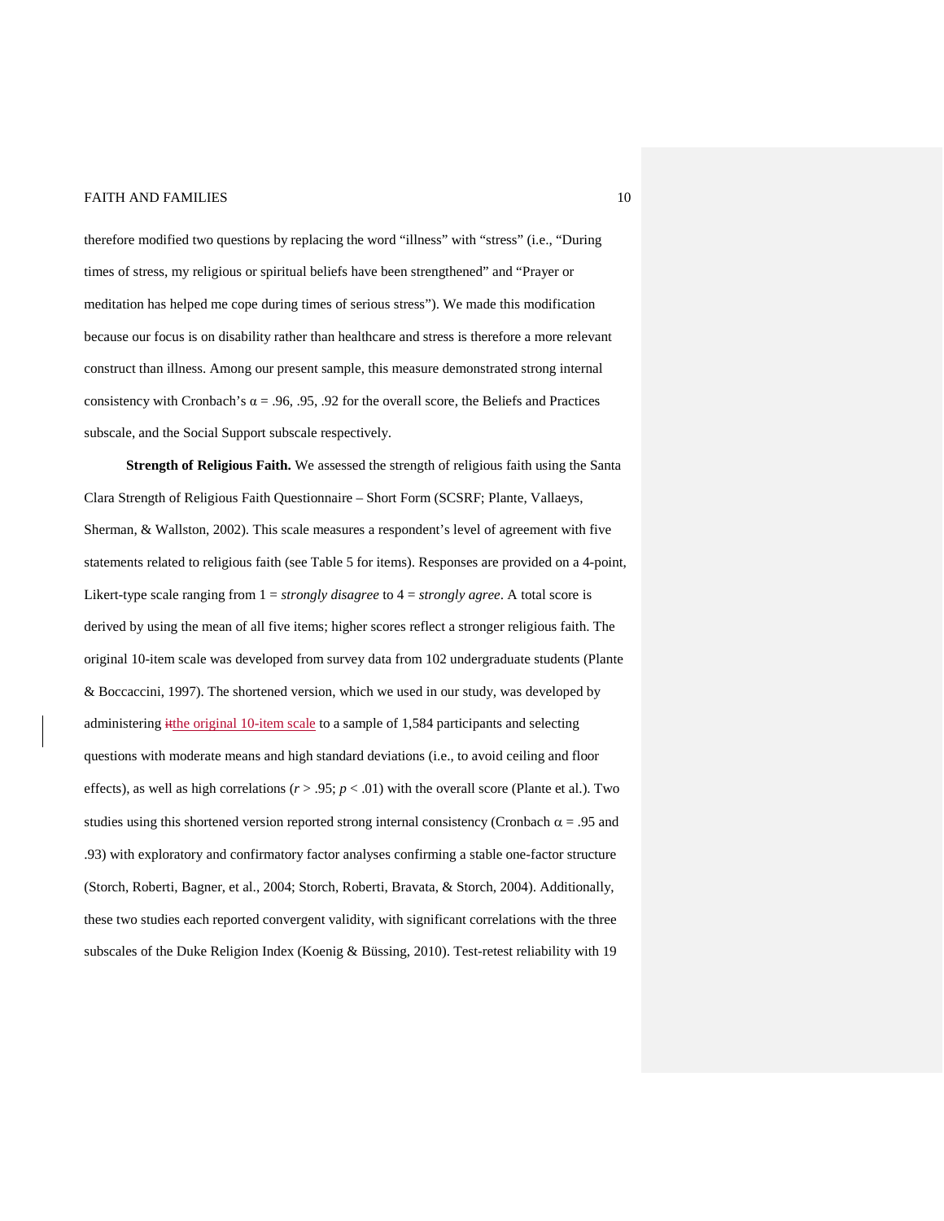therefore modified two questions by replacing the word "illness" with "stress" (i.e., "During times of stress, my religious or spiritual beliefs have been strengthened" and "Prayer or meditation has helped me cope during times of serious stress"). We made this modification because our focus is on disability rather than healthcare and stress is therefore a more relevant construct than illness. Among our present sample, this measure demonstrated strong internal consistency with Cronbach's α = .96, .95, .92 for the overall score, the Beliefs and Practices subscale, and the Social Support subscale respectively.

**Strength of Religious Faith.** We assessed the strength of religious faith using the Santa Clara Strength of Religious Faith Questionnaire – Short Form (SCSRF; Plante, Vallaeys, Sherman, & Wallston, 2002). This scale measures a respondent's level of agreement with five statements related to religious faith (see Table 5 for items). Responses are provided on a 4-point, Likert-type scale ranging from 1 = *strongly disagree* to 4 = *strongly agree*. A total score is derived by using the mean of all five items; higher scores reflect a stronger religious faith. The original 10-item scale was developed from survey data from 102 undergraduate students (Plante & Boccaccini, 1997). The shortened version, which we used in our study, was developed by administering the original 10-item scale to a sample of 1,584 participants and selecting questions with moderate means and high standard deviations (i.e., to avoid ceiling and floor effects), as well as high correlations ($r > .95$; $p < .01$) with the overall score (Plante et al.). Two studies using this shortened version reported strong internal consistency (Cronbach α = .95 and .93) with exploratory and confirmatory factor analyses confirming a stable one-factor structure (Storch, Roberti, Bagner, et al., 2004; Storch, Roberti, Bravata, & Storch, 2004). Additionally, these two studies each reported convergent validity, with significant correlations with the three subscales of the Duke Religion Index (Koenig & Büssing, 2010). Test-retest reliability with 19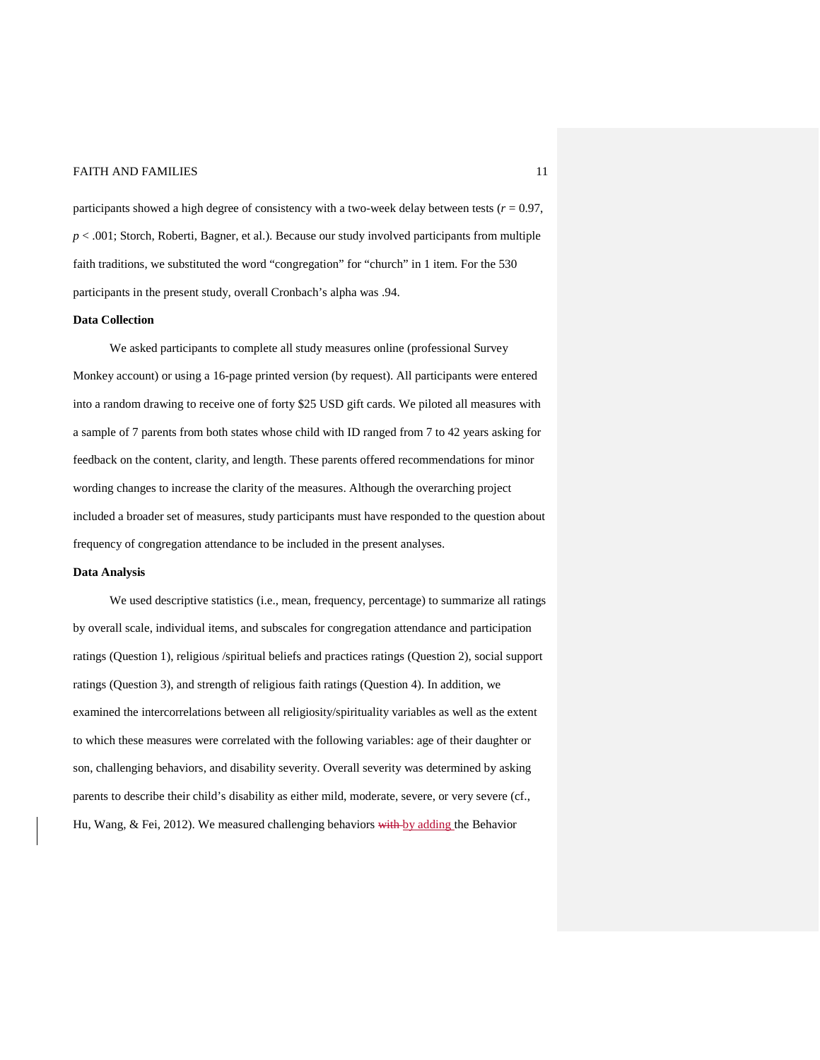participants showed a high degree of consistency with a two-week delay between tests (*r* = 0.97, *p* < .001; Storch, Roberti, Bagner, et al.). Because our study involved participants from multiple faith traditions, we substituted the word "congregation" for "church" in 1 item. For the 530 participants in the present study, overall Cronbach's alpha was .94.

**Data Collection**

We asked participants to complete all study measures online (professional Survey Monkey account) or using a 16-page printed version (by request). All participants were entered into a random drawing to receive one of forty $25 USD gift cards. We piloted all measures with a sample of 7 parents from both states whose child with ID ranged from 7 to 42 years asking for feedback on the content, clarity, and length. These parents offered recommendations for minor wording changes to increase the clarity of the measures. Although the overarching project included a broader set of measures, study participants must have responded to the question about frequency of congregation attendance to be included in the present analyses.

**Data Analysis**

We used descriptive statistics (i.e., mean, frequency, percentage) to summarize all ratings by overall scale, individual items, and subscales for congregation attendance and participation ratings (Question 1), religious /spiritual beliefs and practices ratings (Question 2), social support ratings (Question 3), and strength of religious faith ratings (Question 4). In addition, we examined the intercorrelations between all religiosity/spirituality variables as well as the extent to which these measures were correlated with the following variables: age of their daughter or son, challenging behaviors, and disability severity. Overall severity was determined by asking parents to describe their child's disability as either mild, moderate, severe, or very severe (cf., Hu, Wang, & Fei, 2012). We measured challenging behaviors ~~with~~ by adding the Behavior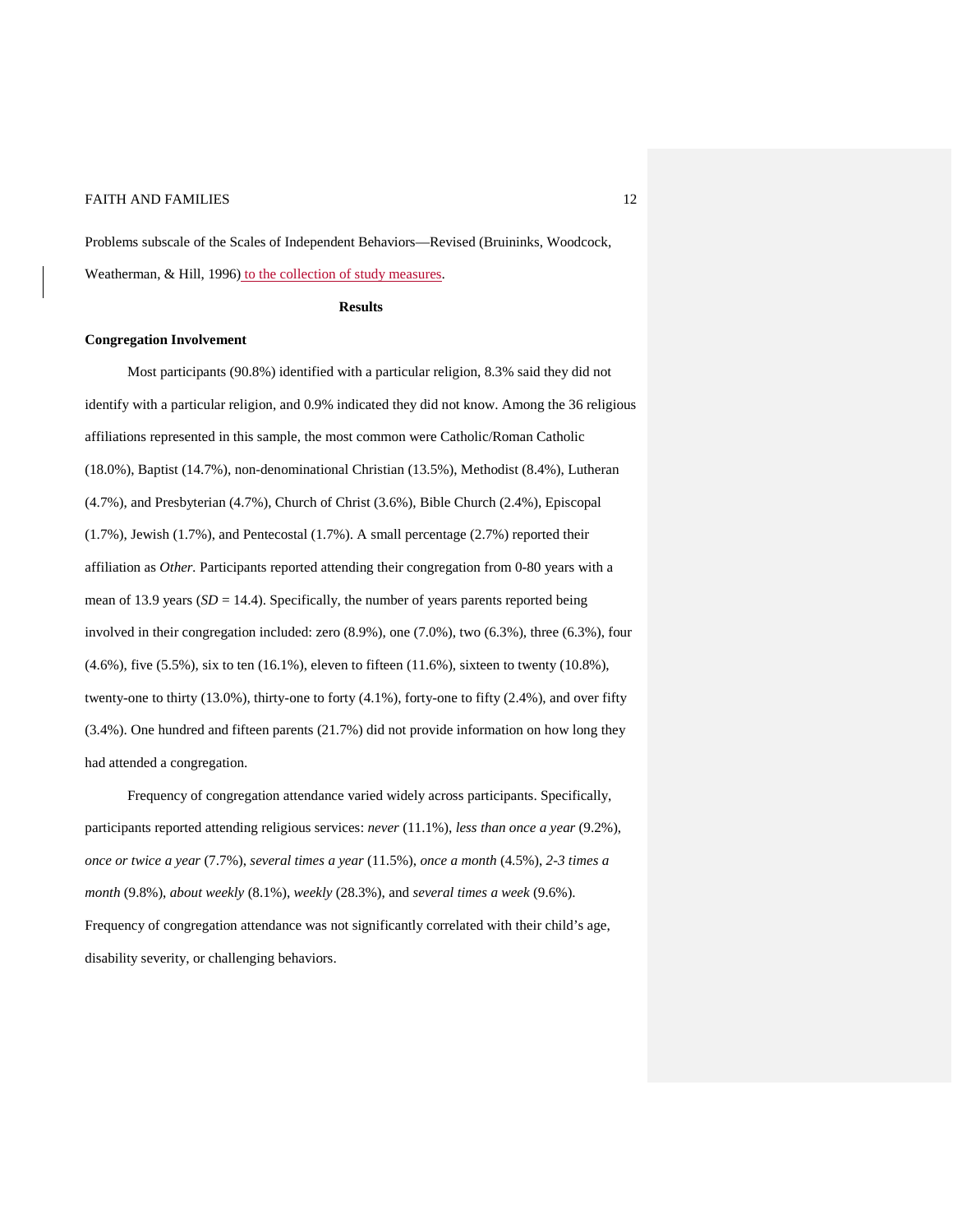Problems subscale of the Scales of Independent Behaviors—Revised (Bruininks, Woodcock, Weatherman, & Hill, 1996) to the collection of study measures.

## Results

### Congregation Involvement

Most participants (90.8%) identified with a particular religion, 8.3% said they did not identify with a particular religion, and 0.9% indicated they did not know. Among the 36 religious affiliations represented in this sample, the most common were Catholic/Roman Catholic (18.0%), Baptist (14.7%), non-denominational Christian (13.5%), Methodist (8.4%), Lutheran (4.7%), and Presbyterian (4.7%), Church of Christ (3.6%), Bible Church (2.4%), Episcopal (1.7%), Jewish (1.7%), and Pentecostal (1.7%). A small percentage (2.7%) reported their affiliation as *Other*. Participants reported attending their congregation from 0-80 years with a mean of 13.9 years ($SD$ = 14.4). Specifically, the number of years parents reported being involved in their congregation included: zero (8.9%), one (7.0%), two (6.3%), three (6.3%), four (4.6%), five (5.5%), six to ten (16.1%), eleven to fifteen (11.6%), sixteen to twenty (10.8%), twenty-one to thirty (13.0%), thirty-one to forty (4.1%), forty-one to fifty (2.4%), and over fifty (3.4%). One hundred and fifteen parents (21.7%) did not provide information on how long they had attended a congregation.

Frequency of congregation attendance varied widely across participants. Specifically, participants reported attending religious services: *never* (11.1%), *less than once a year* (9.2%), *once or twice a year* (7.7%), *several times a year* (11.5%), *once a month* (4.5%), *2-3 times a month* (9.8%), *about weekly* (8.1%), *weekly* (28.3%), and *several times a week* (9.6%). Frequency of congregation attendance was not significantly correlated with their child's age, disability severity, or challenging behaviors.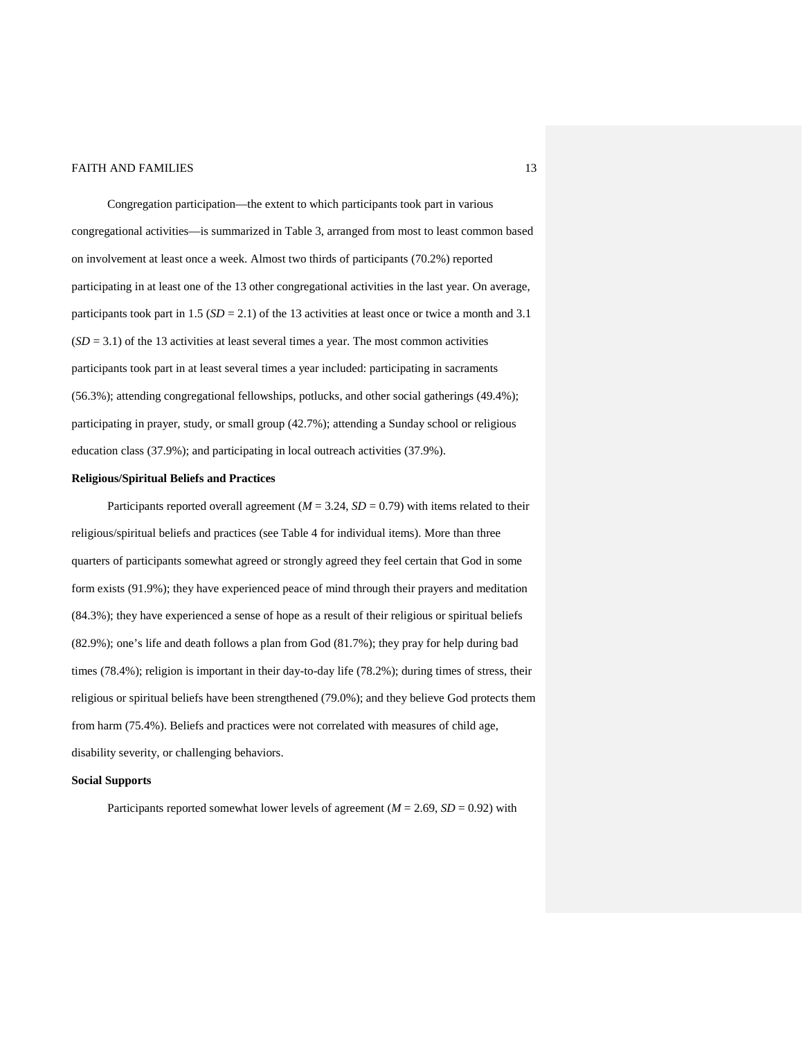Congregation participation—the extent to which participants took part in various congregational activities—is summarized in Table 3, arranged from most to least common based on involvement at least once a week. Almost two thirds of participants (70.2%) reported participating in at least one of the 13 other congregational activities in the last year. On average, participants took part in 1.5 (*SD* = 2.1) of the 13 activities at least once or twice a month and 3.1 (*SD* = 3.1) of the 13 activities at least several times a year. The most common activities participants took part in at least several times a year included: participating in sacraments (56.3%); attending congregational fellowships, potlucks, and other social gatherings (49.4%); participating in prayer, study, or small group (42.7%); attending a Sunday school or religious education class (37.9%); and participating in local outreach activities (37.9%).

**Religious/Spiritual Beliefs and Practices**

Participants reported overall agreement (*M* = 3.24, *SD* = 0.79) with items related to their religious/spiritual beliefs and practices (see Table 4 for individual items). More than three quarters of participants somewhat agreed or strongly agreed they feel certain that God in some form exists (91.9%); they have experienced peace of mind through their prayers and meditation (84.3%); they have experienced a sense of hope as a result of their religious or spiritual beliefs (82.9%); one's life and death follows a plan from God (81.7%); they pray for help during bad times (78.4%); religion is important in their day-to-day life (78.2%); during times of stress, their religious or spiritual beliefs have been strengthened (79.0%); and they believe God protects them from harm (75.4%). Beliefs and practices were not correlated with measures of child age, disability severity, or challenging behaviors.

**Social Supports**

Participants reported somewhat lower levels of agreement (*M* = 2.69, *SD* = 0.92) with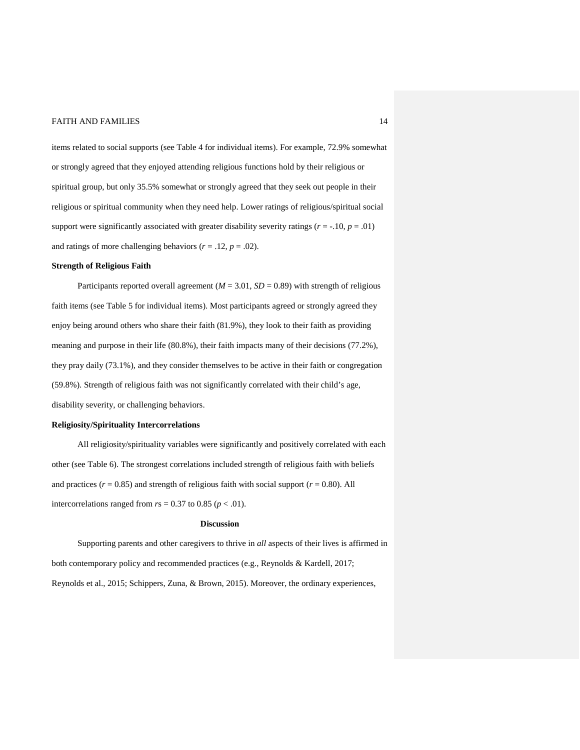items related to social supports (see Table 4 for individual items). For example, 72.9% somewhat or strongly agreed that they enjoyed attending religious functions hold by their religious or spiritual group, but only 35.5% somewhat or strongly agreed that they seek out people in their religious or spiritual community when they need help. Lower ratings of religious/spiritual social support were significantly associated with greater disability severity ratings ($r$ = -.10, $p$ = .01) and ratings of more challenging behaviors ($r$ = .12, $p$ = .02).

**Strength of Religious Faith**

Participants reported overall agreement ($M$ = 3.01, $SD$ = 0.89) with strength of religious faith items (see Table 5 for individual items). Most participants agreed or strongly agreed they enjoy being around others who share their faith (81.9%), they look to their faith as providing meaning and purpose in their life (80.8%), their faith impacts many of their decisions (77.2%), they pray daily (73.1%), and they consider themselves to be active in their faith or congregation (59.8%). Strength of religious faith was not significantly correlated with their child's age, disability severity, or challenging behaviors.

**Religiosity/Spirituality Intercorrelations**

All religiosity/spirituality variables were significantly and positively correlated with each other (see Table 6). The strongest correlations included strength of religious faith with beliefs and practices ($r$ = 0.85) and strength of religious faith with social support ($r$ = 0.80). All intercorrelations ranged from $r$s = 0.37 to 0.85 ($p$ < .01).

## Discussion

Supporting parents and other caregivers to thrive in *all* aspects of their lives is affirmed in both contemporary policy and recommended practices (e.g., Reynolds & Kardell, 2017; Reynolds et al., 2015; Schippers, Zuna, & Brown, 2015). Moreover, the ordinary experiences,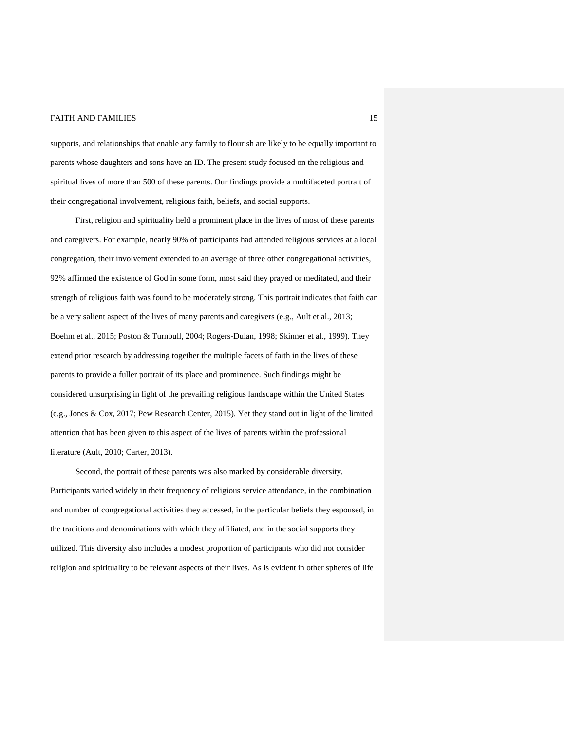supports, and relationships that enable any family to flourish are likely to be equally important to parents whose daughters and sons have an ID. The present study focused on the religious and spiritual lives of more than 500 of these parents. Our findings provide a multifaceted portrait of their congregational involvement, religious faith, beliefs, and social supports.

First, religion and spirituality held a prominent place in the lives of most of these parents and caregivers. For example, nearly 90% of participants had attended religious services at a local congregation, their involvement extended to an average of three other congregational activities, 92% affirmed the existence of God in some form, most said they prayed or meditated, and their strength of religious faith was found to be moderately strong. This portrait indicates that faith can be a very salient aspect of the lives of many parents and caregivers (e.g., Ault et al., 2013; Boehm et al., 2015; Poston & Turnbull, 2004; Rogers-Dulan, 1998; Skinner et al., 1999). They extend prior research by addressing together the multiple facets of faith in the lives of these parents to provide a fuller portrait of its place and prominence. Such findings might be considered unsurprising in light of the prevailing religious landscape within the United States (e.g., Jones & Cox, 2017; Pew Research Center, 2015). Yet they stand out in light of the limited attention that has been given to this aspect of the lives of parents within the professional literature (Ault, 2010; Carter, 2013).

Second, the portrait of these parents was also marked by considerable diversity. Participants varied widely in their frequency of religious service attendance, in the combination and number of congregational activities they accessed, in the particular beliefs they espoused, in the traditions and denominations with which they affiliated, and in the social supports they utilized. This diversity also includes a modest proportion of participants who did not consider religion and spirituality to be relevant aspects of their lives. As is evident in other spheres of life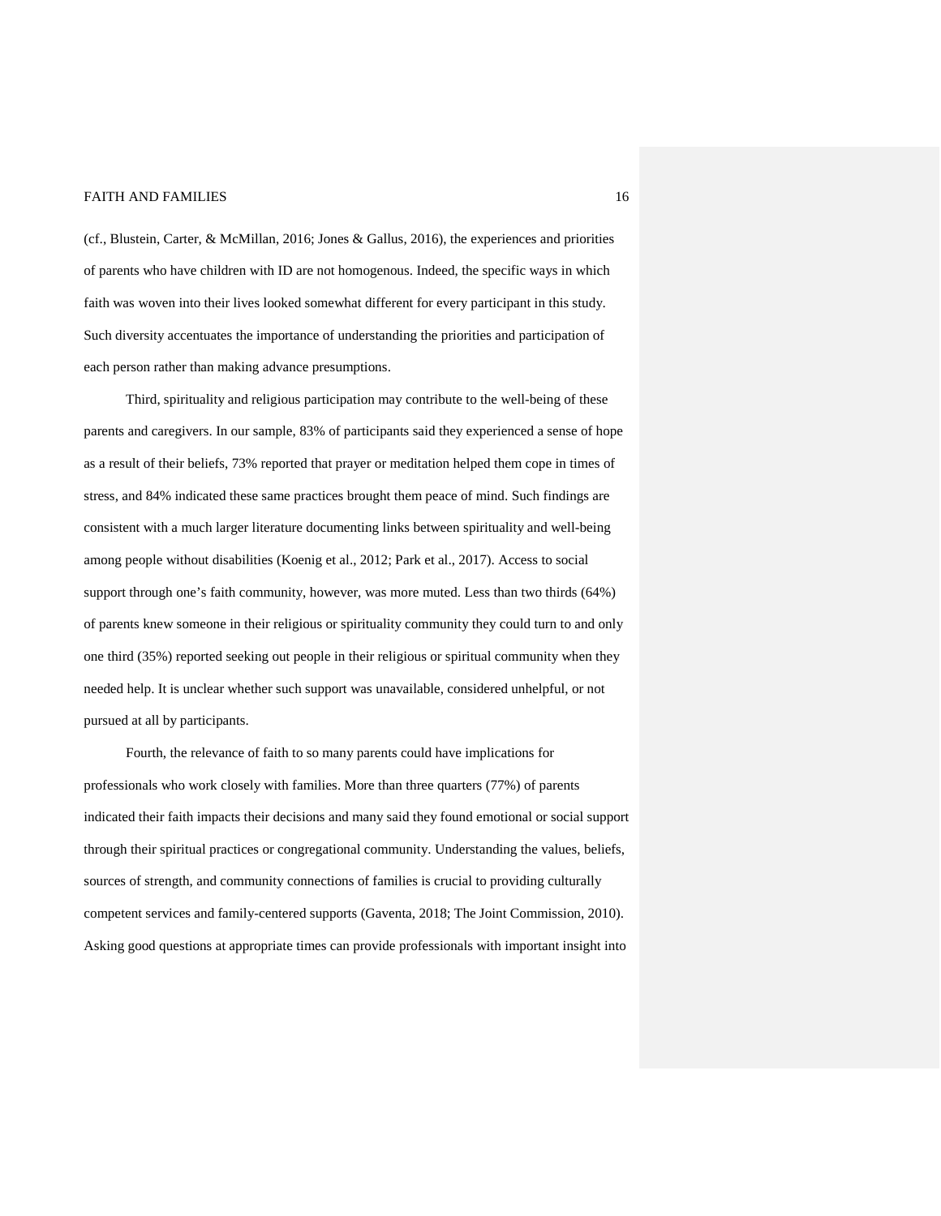(cf., Blustein, Carter, & McMillan, 2016; Jones & Gallus, 2016), the experiences and priorities of parents who have children with ID are not homogenous. Indeed, the specific ways in which faith was woven into their lives looked somewhat different for every participant in this study. Such diversity accentuates the importance of understanding the priorities and participation of each person rather than making advance presumptions.

Third, spirituality and religious participation may contribute to the well-being of these parents and caregivers. In our sample, 83% of participants said they experienced a sense of hope as a result of their beliefs, 73% reported that prayer or meditation helped them cope in times of stress, and 84% indicated these same practices brought them peace of mind. Such findings are consistent with a much larger literature documenting links between spirituality and well-being among people without disabilities (Koenig et al., 2012; Park et al., 2017). Access to social support through one's faith community, however, was more muted. Less than two thirds (64%) of parents knew someone in their religious or spirituality community they could turn to and only one third (35%) reported seeking out people in their religious or spiritual community when they needed help. It is unclear whether such support was unavailable, considered unhelpful, or not pursued at all by participants.

Fourth, the relevance of faith to so many parents could have implications for professionals who work closely with families. More than three quarters (77%) of parents indicated their faith impacts their decisions and many said they found emotional or social support through their spiritual practices or congregational community. Understanding the values, beliefs, sources of strength, and community connections of families is crucial to providing culturally competent services and family-centered supports (Gaventa, 2018; The Joint Commission, 2010). Asking good questions at appropriate times can provide professionals with important insight into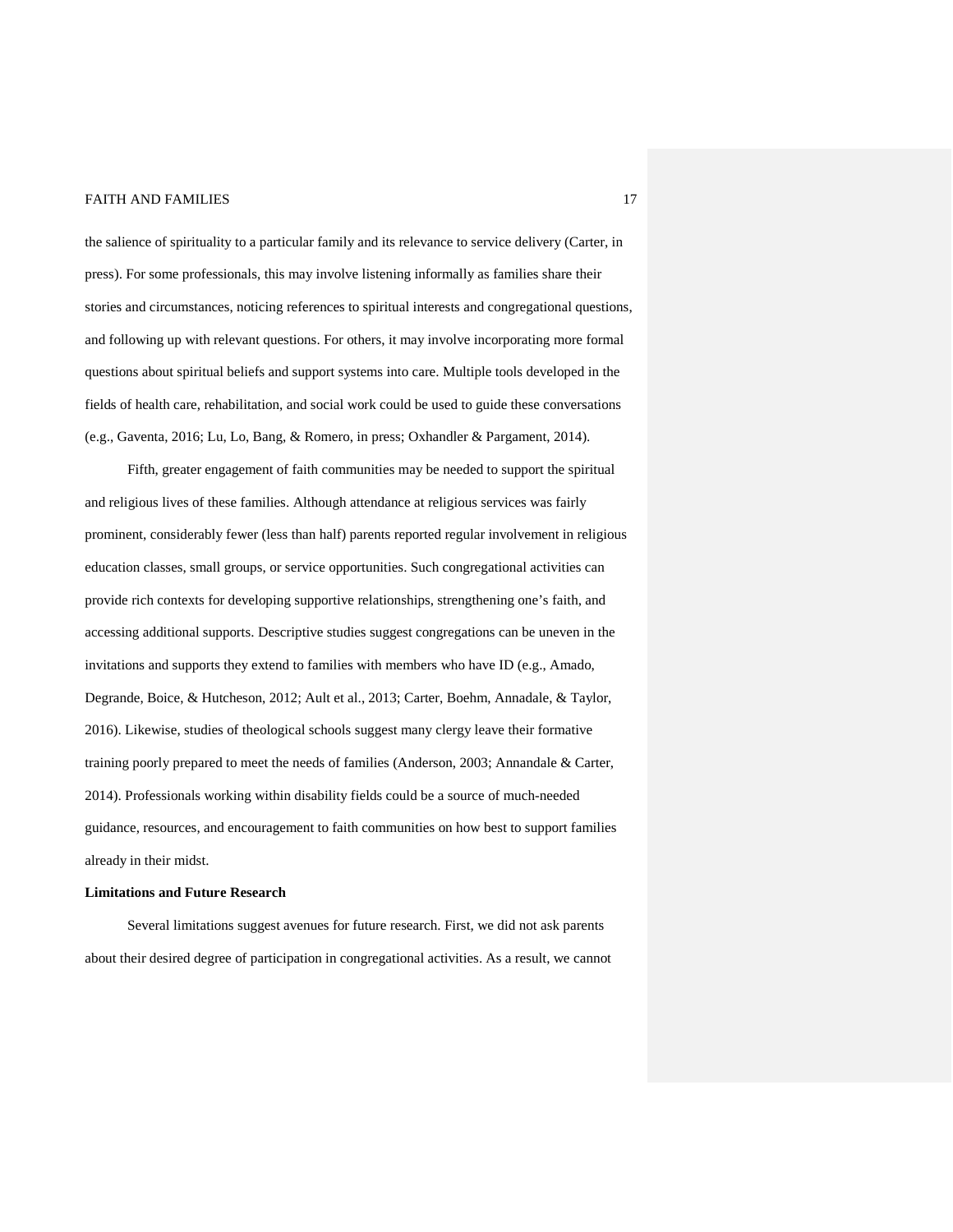the salience of spirituality to a particular family and its relevance to service delivery (Carter, in press). For some professionals, this may involve listening informally as families share their stories and circumstances, noticing references to spiritual interests and congregational questions, and following up with relevant questions. For others, it may involve incorporating more formal questions about spiritual beliefs and support systems into care. Multiple tools developed in the fields of health care, rehabilitation, and social work could be used to guide these conversations (e.g., Gaventa, 2016; Lu, Lo, Bang, & Romero, in press; Oxhandler & Pargament, 2014).

Fifth, greater engagement of faith communities may be needed to support the spiritual and religious lives of these families. Although attendance at religious services was fairly prominent, considerably fewer (less than half) parents reported regular involvement in religious education classes, small groups, or service opportunities. Such congregational activities can provide rich contexts for developing supportive relationships, strengthening one's faith, and accessing additional supports. Descriptive studies suggest congregations can be uneven in the invitations and supports they extend to families with members who have ID (e.g., Amado, Degrande, Boice, & Hutcheson, 2012; Ault et al., 2013; Carter, Boehm, Annadale, & Taylor, 2016). Likewise, studies of theological schools suggest many clergy leave their formative training poorly prepared to meet the needs of families (Anderson, 2003; Annandale & Carter, 2014). Professionals working within disability fields could be a source of much-needed guidance, resources, and encouragement to faith communities on how best to support families already in their midst.

**Limitations and Future Research**

Several limitations suggest avenues for future research. First, we did not ask parents about their desired degree of participation in congregational activities. As a result, we cannot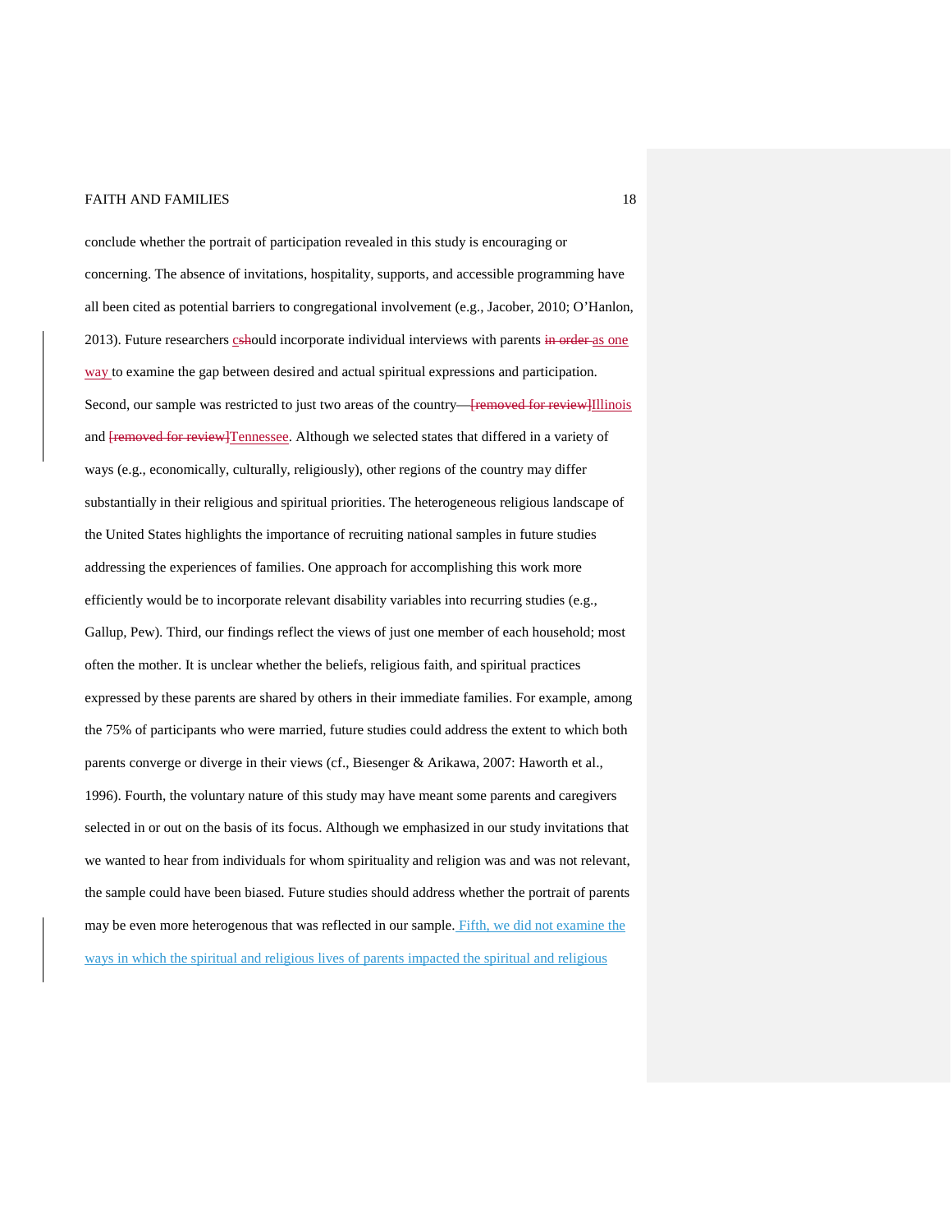conclude whether the portrait of participation revealed in this study is encouraging or concerning. The absence of invitations, hospitality, supports, and accessible programming have all been cited as potential barriers to congregational involvement (e.g., Jacober, 2010; O'Hanlon, 2013). Future researchers c~~sh~~ould incorporate individual interviews with parents ~~in order~~ as one way to examine the gap between desired and actual spiritual expressions and participation. Second, our sample was restricted to just two areas of the country~~—[removed for review]~~Illinois and ~~[removed for review]~~Tennessee. Although we selected states that differed in a variety of ways (e.g., economically, culturally, religiously), other regions of the country may differ substantially in their religious and spiritual priorities. The heterogeneous religious landscape of the United States highlights the importance of recruiting national samples in future studies addressing the experiences of families. One approach for accomplishing this work more efficiently would be to incorporate relevant disability variables into recurring studies (e.g., Gallup, Pew). Third, our findings reflect the views of just one member of each household; most often the mother. It is unclear whether the beliefs, religious faith, and spiritual practices expressed by these parents are shared by others in their immediate families. For example, among the 75% of participants who were married, future studies could address the extent to which both parents converge or diverge in their views (cf., Biesenger & Arikawa, 2007: Haworth et al., 1996). Fourth, the voluntary nature of this study may have meant some parents and caregivers selected in or out on the basis of its focus. Although we emphasized in our study invitations that we wanted to hear from individuals for whom spirituality and religion was and was not relevant, the sample could have been biased. Future studies should address whether the portrait of parents may be even more heterogenous that was reflected in our sample. Fifth, we did not examine the ways in which the spiritual and religious lives of parents impacted the spiritual and religious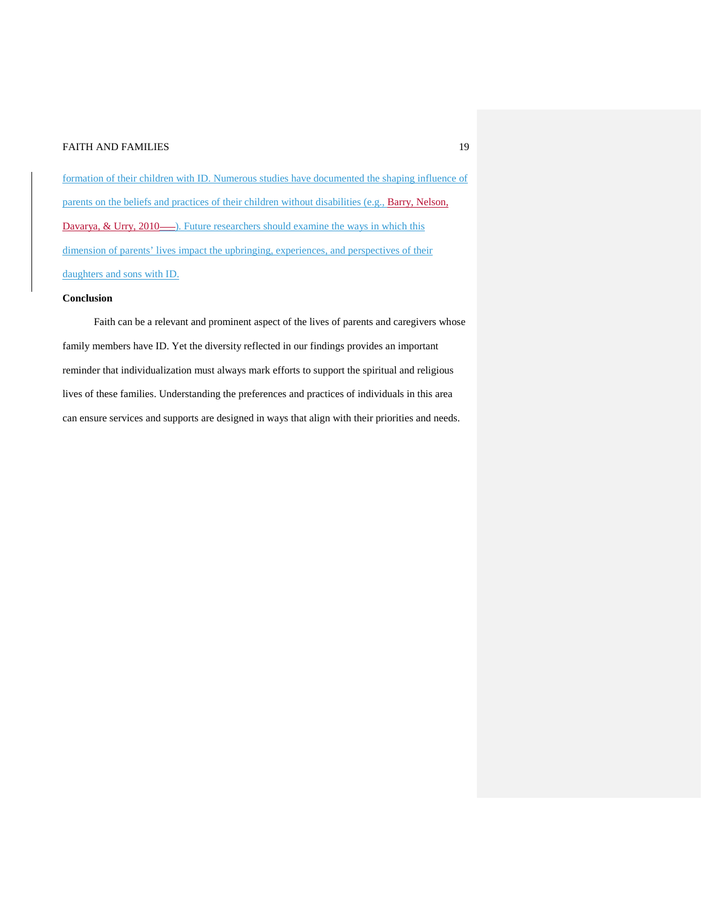formation of their children with ID. Numerous studies have documented the shaping influence of parents on the beliefs and practices of their children without disabilities (e.g., Barry, Nelson, Davarya, & Urry, 2010). Future researchers should examine the ways in which this dimension of parents' lives impact the upbringing, experiences, and perspectives of their daughters and sons with ID.

**Conclusion**

Faith can be a relevant and prominent aspect of the lives of parents and caregivers whose family members have ID. Yet the diversity reflected in our findings provides an important reminder that individualization must always mark efforts to support the spiritual and religious lives of these families. Understanding the preferences and practices of individuals in this area can ensure services and supports are designed in ways that align with their priorities and needs.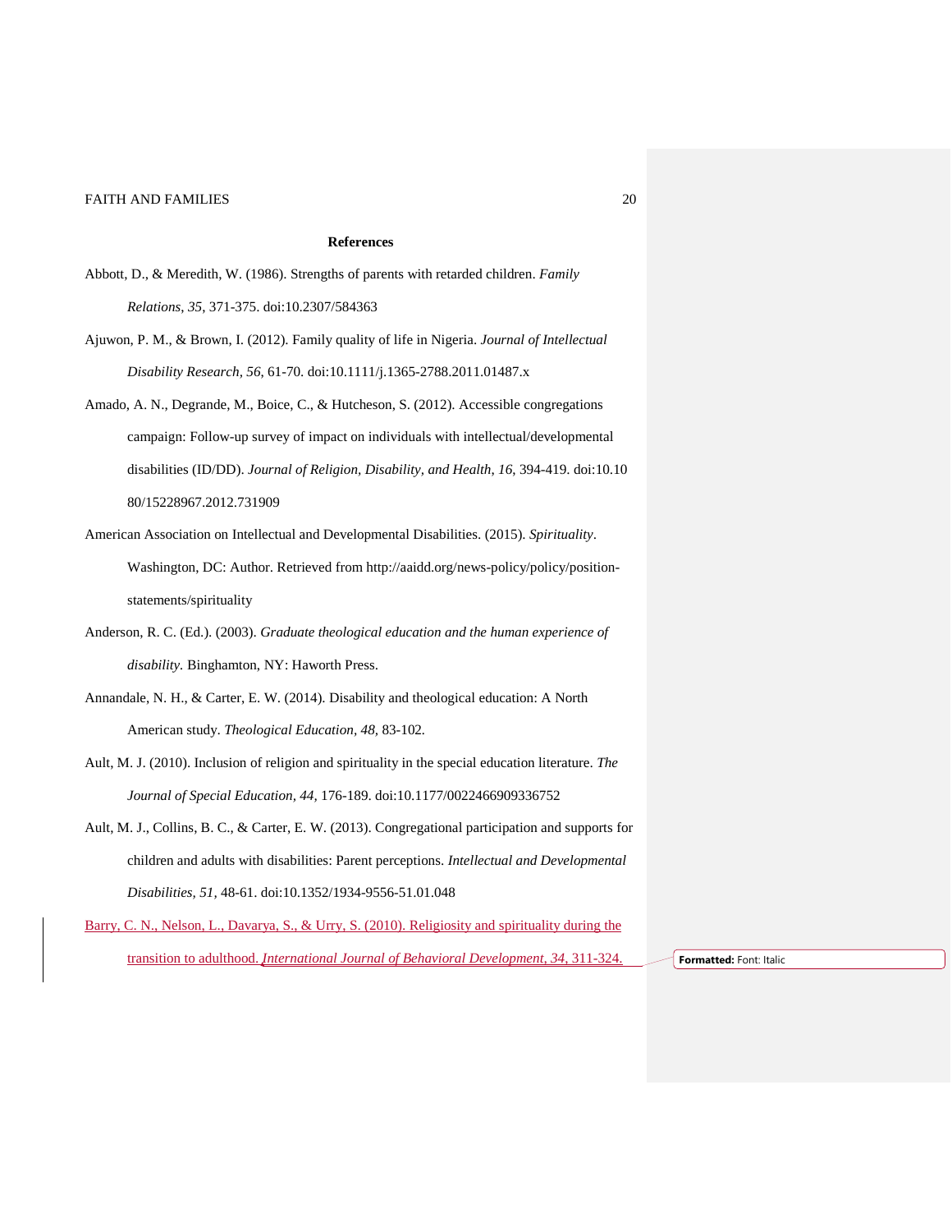## References

Abbott, D., & Meredith, W. (1986). Strengths of parents with retarded children. *Family Relations*, *35*, 371-375. doi:10.2307/584363

Ajuwon, P. M., & Brown, I. (2012). Family quality of life in Nigeria. *Journal of Intellectual Disability Research*, *56,* 61-70. doi:10.1111/j.1365-2788.2011.01487.x

Amado, A. N., Degrande, M., Boice, C., & Hutcheson, S. (2012). Accessible congregations campaign: Follow-up survey of impact on individuals with intellectual/developmental disabilities (ID/DD). *Journal of Religion, Disability, and Health*, *16*, 394-419. doi:10.1080/15228967.2012.731909

American Association on Intellectual and Developmental Disabilities. (2015). *Spirituality*. Washington, DC: Author. Retrieved from http://aaidd.org/news-policy/policy/position-statements/spirituality

Anderson, R. C. (Ed.). (2003). *Graduate theological education and the human experience of disability.* Binghamton, NY: Haworth Press.

Annandale, N. H., & Carter, E. W. (2014). Disability and theological education: A North American study. *Theological Education*, *48,* 83-102.

Ault, M. J. (2010). Inclusion of religion and spirituality in the special education literature. *The Journal of Special Education*, *44,* 176-189. doi:10.1177/0022466909336752

Ault, M. J., Collins, B. C., & Carter, E. W. (2013). Congregational participation and supports for children and adults with disabilities: Parent perceptions. *Intellectual and Developmental Disabilities*, *51,* 48-61. doi:10.1352/1934-9556-51.01.048

Barry, C. N., Nelson, L., Davarya, S., & Urry, S. (2010). Religiosity and spirituality during the transition to adulthood. *International Journal of Behavioral Development, 34*, 311-324.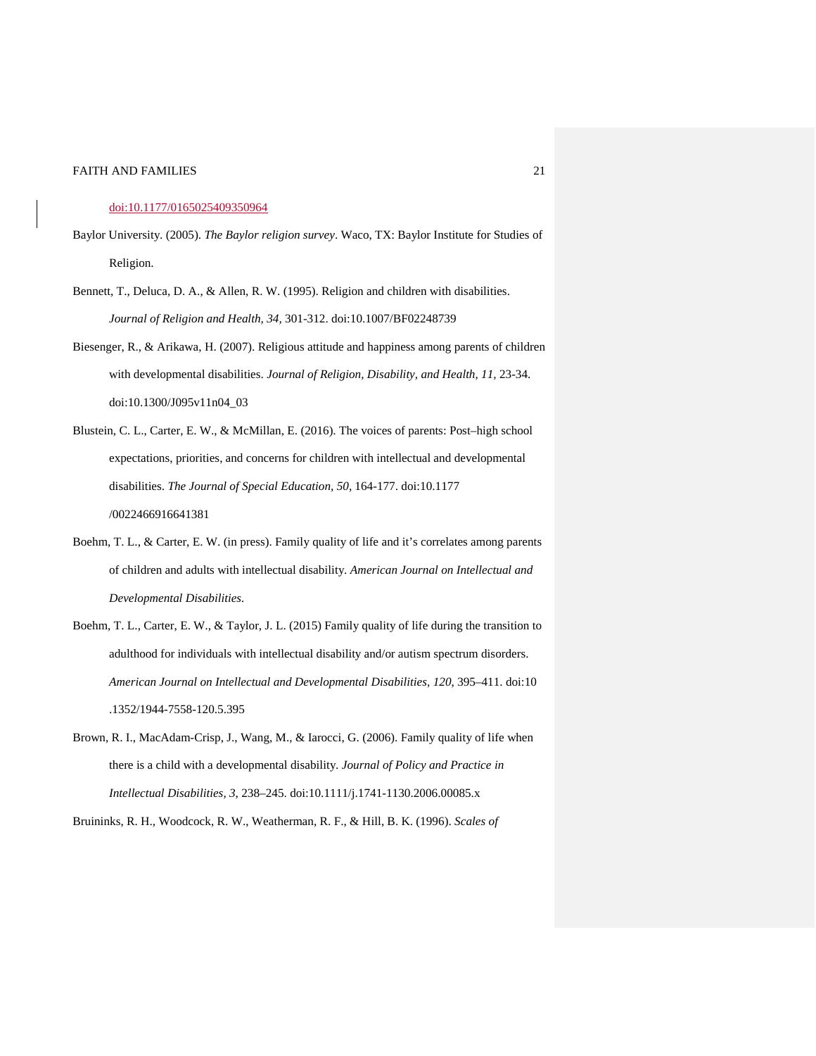doi:10.1177/0165025409350964

Baylor University. (2005). *The Baylor religion survey*. Waco, TX: Baylor Institute for Studies of Religion.

Bennett, T., Deluca, D. A., & Allen, R. W. (1995). Religion and children with disabilities. *Journal of Religion and Health, 34,* 301-312. doi:10.1007/BF02248739

Biesenger, R., & Arikawa, H. (2007). Religious attitude and happiness among parents of children with developmental disabilities. *Journal of Religion, Disability, and Health, 11,* 23-34. doi:10.1300/J095v11n04_03

Blustein, C. L., Carter, E. W., & McMillan, E. (2016). The voices of parents: Post–high school expectations, priorities, and concerns for children with intellectual and developmental disabilities. *The Journal of Special Education, 50,* 164-177. doi:10.1177/0022466916641381

Boehm, T. L., & Carter, E. W. (in press). Family quality of life and it's correlates among parents of children and adults with intellectual disability. *American Journal on Intellectual and Developmental Disabilities*.

Boehm, T. L., Carter, E. W., & Taylor, J. L. (2015) Family quality of life during the transition to adulthood for individuals with intellectual disability and/or autism spectrum disorders. *American Journal on Intellectual and Developmental Disabilities, 120,* 395–411. doi:10.1352/1944-7558-120.5.395

Brown, R. I., MacAdam-Crisp, J., Wang, M., & Iarocci, G. (2006). Family quality of life when there is a child with a developmental disability. *Journal of Policy and Practice in Intellectual Disabilities, 3,* 238–245. doi:10.1111/j.1741-1130.2006.00085.x

Bruininks, R. H., Woodcock, R. W., Weatherman, R. F., & Hill, B. K. (1996). *Scales of*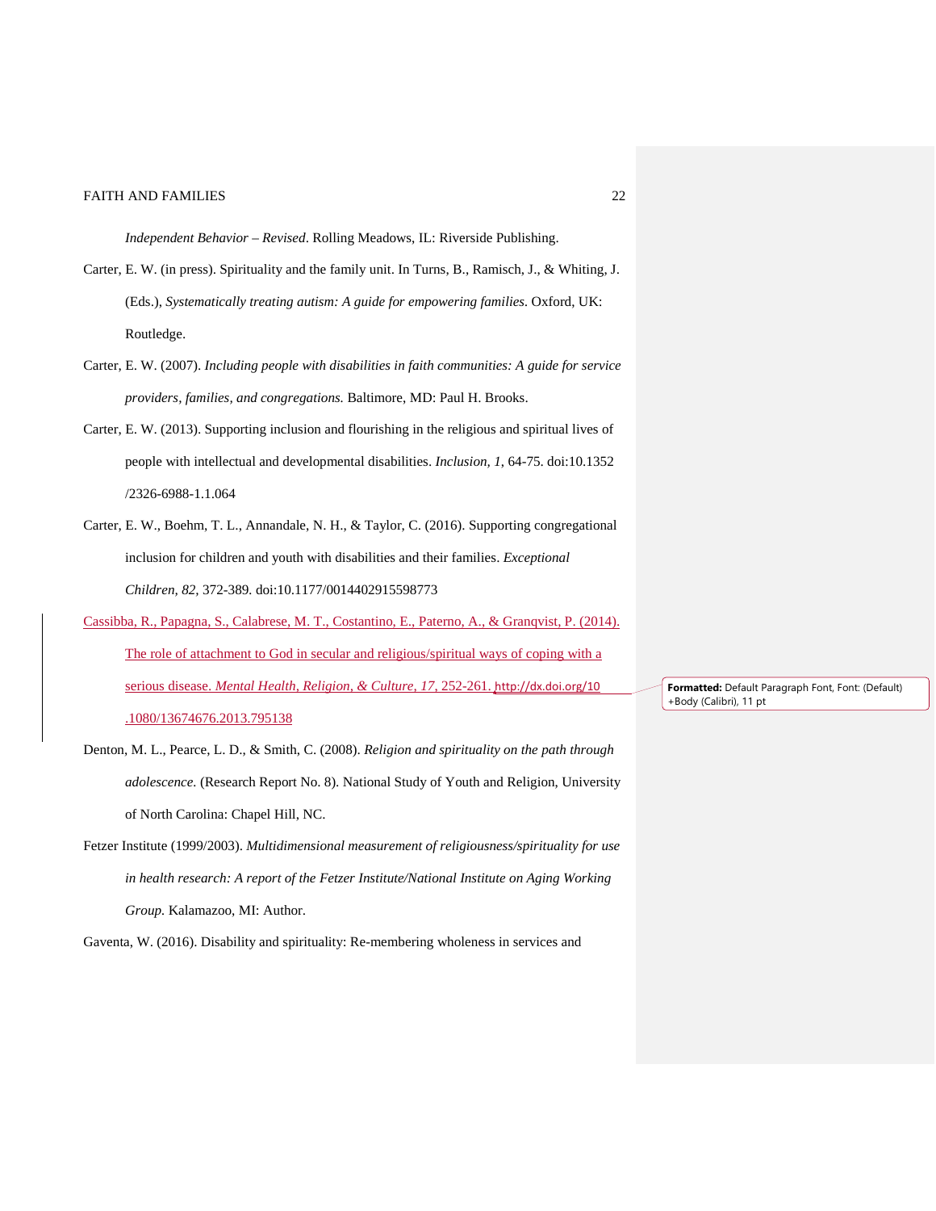*Independent Behavior – Revised*. Rolling Meadows, IL: Riverside Publishing.

Carter, E. W. (in press). Spirituality and the family unit. In Turns, B., Ramisch, J., & Whiting, J. (Eds.), *Systematically treating autism: A guide for empowering families*. Oxford, UK: Routledge.

Carter, E. W. (2007). *Including people with disabilities in faith communities: A guide for service providers, families, and congregations.* Baltimore, MD: Paul H. Brooks.

Carter, E. W. (2013). Supporting inclusion and flourishing in the religious and spiritual lives of people with intellectual and developmental disabilities. *Inclusion, 1*, 64-75. doi:10.1352/2326-6988-1.1.064

Carter, E. W., Boehm, T. L., Annandale, N. H., & Taylor, C. (2016). Supporting congregational inclusion for children and youth with disabilities and their families. *Exceptional Children, 82,* 372-389. doi:10.1177/0014402915598773

Cassibba, R., Papagna, S., Calabrese, M. T., Costantino, E., Paterno, A., & Granqvist, P. (2014). The role of attachment to God in secular and religious/spiritual ways of coping with a serious disease. *Mental Health, Religion, & Culture, 17*, 252-261. http://dx.doi.org/10.1080/13674676.2013.795138

Denton, M. L., Pearce, L. D., & Smith, C. (2008). *Religion and spirituality on the path through adolescence.* (Research Report No. 8). National Study of Youth and Religion, University of North Carolina: Chapel Hill, NC.

Fetzer Institute (1999/2003). *Multidimensional measurement of religiousness/spirituality for use in health research: A report of the Fetzer Institute/National Institute on Aging Working Group.* Kalamazoo, MI: Author.

Gaventa, W. (2016). Disability and spirituality: Re-membering wholeness in services and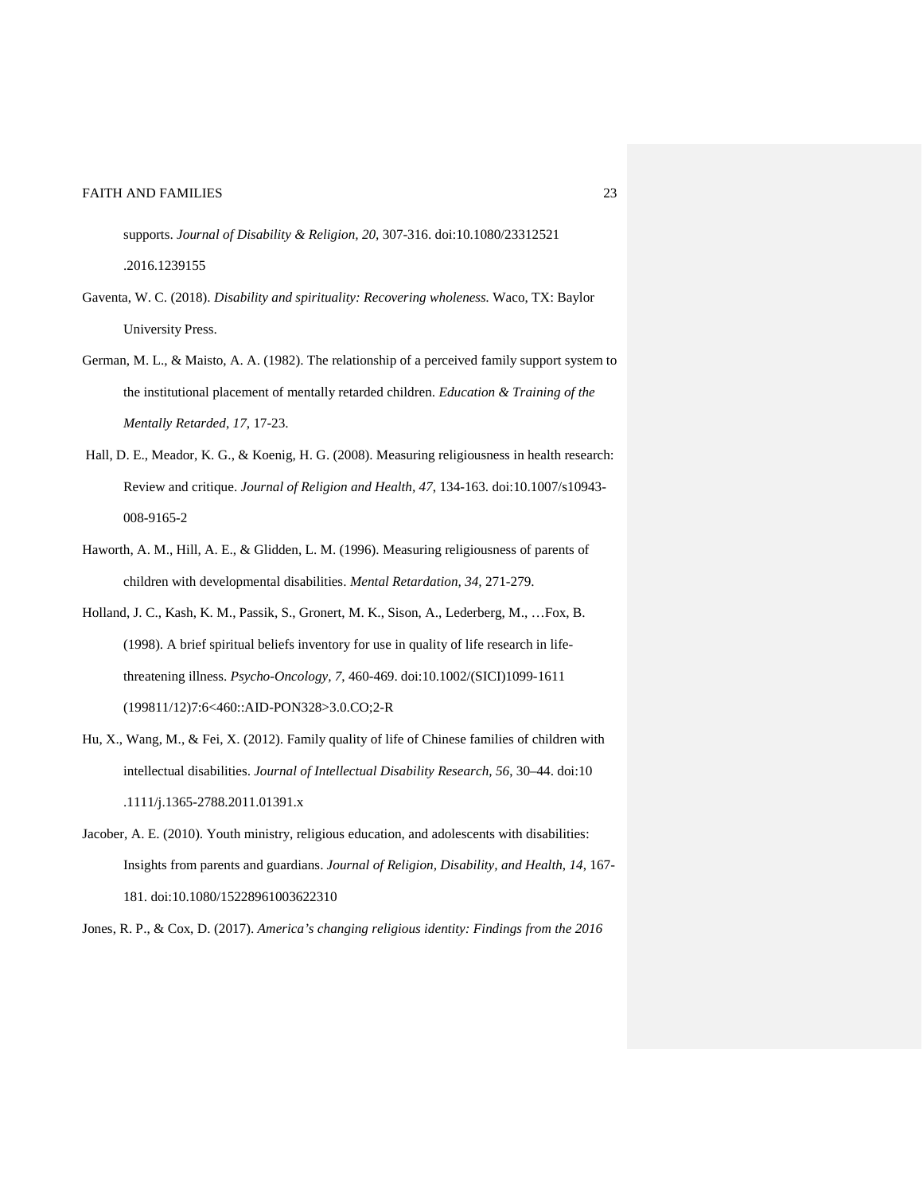supports. *Journal of Disability & Religion, 20,* 307-316. doi:10.1080/23312521 .2016.1239155

Gaventa, W. C. (2018). *Disability and spirituality: Recovering wholeness.* Waco, TX: Baylor University Press.

German, M. L., & Maisto, A. A. (1982). The relationship of a perceived family support system to the institutional placement of mentally retarded children. *Education & Training of the Mentally Retarded*, *17*, 17-23.

Hall, D. E., Meador, K. G., & Koenig, H. G. (2008). Measuring religiousness in health research: Review and critique. *Journal of Religion and Health*, *47*, 134-163. doi:10.1007/s10943-008-9165-2

Haworth, A. M., Hill, A. E., & Glidden, L. M. (1996). Measuring religiousness of parents of children with developmental disabilities. *Mental Retardation, 34*, 271-279.

Holland, J. C., Kash, K. M., Passik, S., Gronert, M. K., Sison, A., Lederberg, M., …Fox, B. (1998). A brief spiritual beliefs inventory for use in quality of life research in life-threatening illness. *Psycho-Oncology*, *7*, 460-469. doi:10.1002/(SICI)1099-1611 (199811/12)7:6<460::AID-PON328>3.0.CO;2-R

Hu, X., Wang, M., & Fei, X. (2012). Family quality of life of Chinese families of children with intellectual disabilities. *Journal of Intellectual Disability Research, 56*, 30–44. doi:10 .1111/j.1365-2788.2011.01391.x

Jacober, A. E. (2010). Youth ministry, religious education, and adolescents with disabilities: Insights from parents and guardians. *Journal of Religion, Disability, and Health*, *14*, 167-181. doi:10.1080/15228961003622310

Jones, R. P., & Cox, D. (2017). *America's changing religious identity: Findings from the 2016*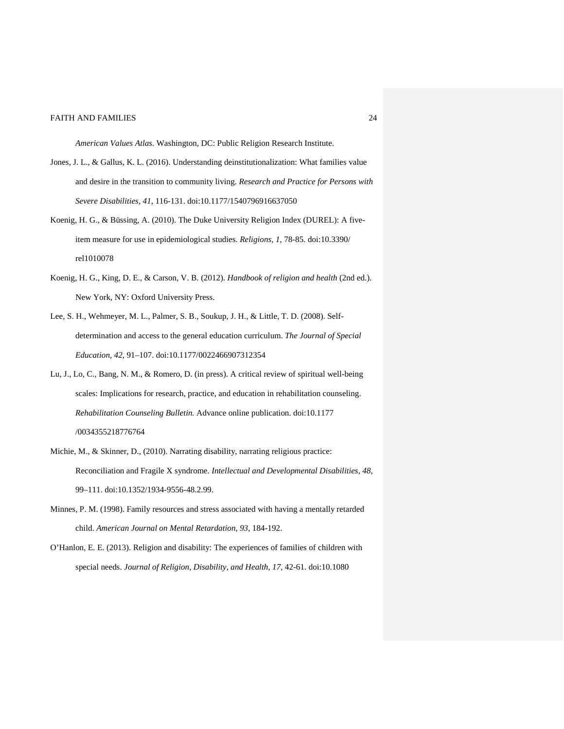*American Values Atlas*. Washington, DC: Public Religion Research Institute.

Jones, J. L., & Gallus, K. L. (2016). Understanding deinstitutionalization: What families value and desire in the transition to community living. *Research and Practice for Persons with Severe Disabilities, 41*, 116-131. doi:10.1177/1540796916637050

Koenig, H. G., & Büssing, A. (2010). The Duke University Religion Index (DUREL): A five-item measure for use in epidemiological studies. *Religions, 1*, 78-85. doi:10.3390/ rel1010078

Koenig, H. G., King, D. E., & Carson, V. B. (2012). *Handbook of religion and health* (2nd ed.). New York, NY: Oxford University Press.

Lee, S. H., Wehmeyer, M. L., Palmer, S. B., Soukup, J. H., & Little, T. D. (2008). Self-determination and access to the general education curriculum. *The Journal of Special Education, 42*, 91–107. doi:10.1177/0022466907312354

Lu, J., Lo, C., Bang, N. M., & Romero, D. (in press). A critical review of spiritual well-being scales: Implications for research, practice, and education in rehabilitation counseling. *Rehabilitation Counseling Bulletin.* Advance online publication. doi:10.1177 /0034355218776764

Michie, M., & Skinner, D., (2010). Narrating disability, narrating religious practice: Reconciliation and Fragile X syndrome. *Intellectual and Developmental Disabilities, 48*, 99–111. doi:10.1352/1934-9556-48.2.99.

Minnes, P. M. (1998). Family resources and stress associated with having a mentally retarded child. *American Journal on Mental Retardation, 93*, 184-192.

O'Hanlon, E. E. (2013). Religion and disability: The experiences of families of children with special needs. *Journal of Religion, Disability, and Health, 17*, 42-61. doi:10.1080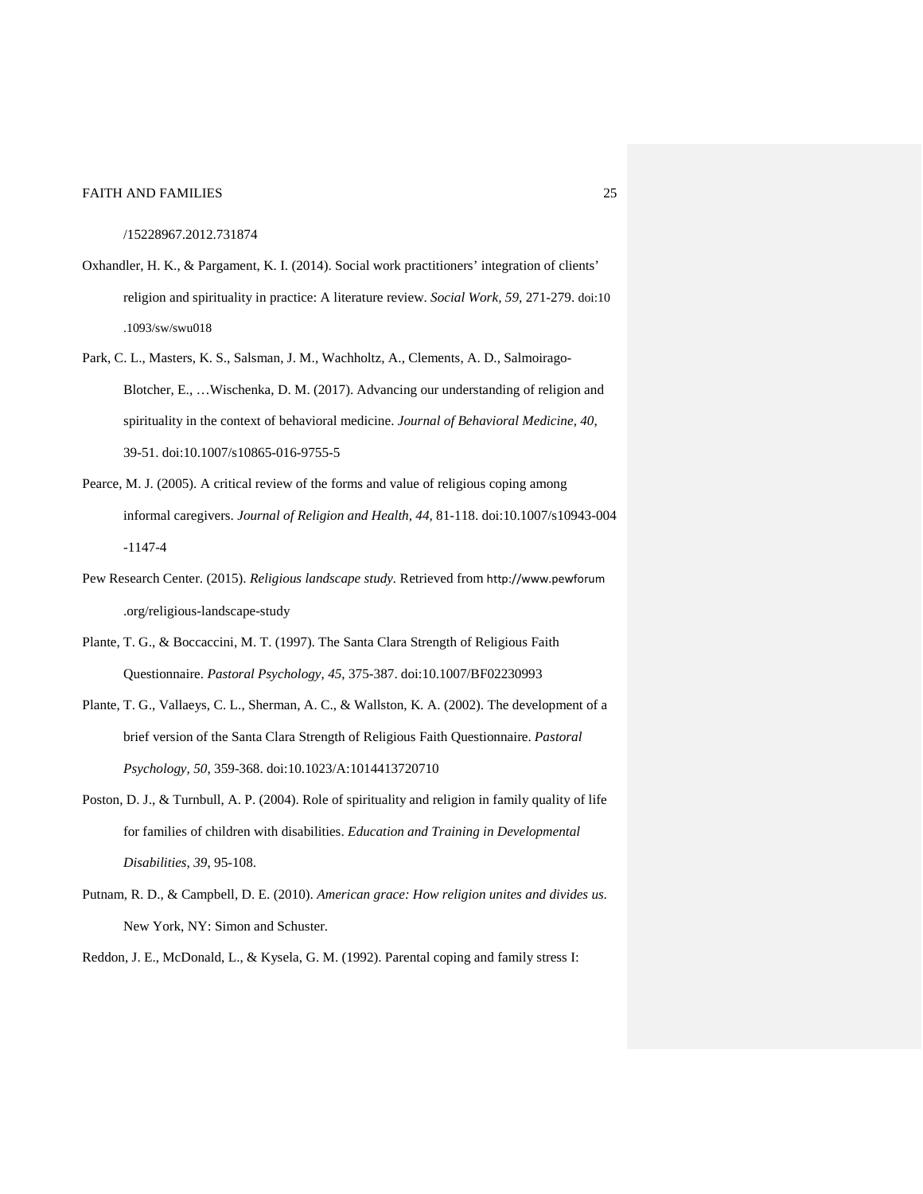/15228967.2012.731874

Oxhandler, H. K., & Pargament, K. I. (2014). Social work practitioners' integration of clients' religion and spirituality in practice: A literature review. *Social Work, 59*, 271-279. doi:10 .1093/sw/swu018

Park, C. L., Masters, K. S., Salsman, J. M., Wachholtz, A., Clements, A. D., Salmoirago-Blotcher, E., …Wischenka, D. M. (2017). Advancing our understanding of religion and spirituality in the context of behavioral medicine. *Journal of Behavioral Medicine, 40*, 39-51. doi:10.1007/s10865-016-9755-5

Pearce, M. J. (2005). A critical review of the forms and value of religious coping among informal caregivers. *Journal of Religion and Health, 44*, 81-118. doi:10.1007/s10943-004 -1147-4

Pew Research Center. (2015). *Religious landscape study.* Retrieved from http://www.pewforum .org/religious-landscape-study

Plante, T. G., & Boccaccini, M. T. (1997). The Santa Clara Strength of Religious Faith Questionnaire. *Pastoral Psychology, 45*, 375-387. doi:10.1007/BF02230993

Plante, T. G., Vallaeys, C. L., Sherman, A. C., & Wallston, K. A. (2002). The development of a brief version of the Santa Clara Strength of Religious Faith Questionnaire. *Pastoral Psychology, 50*, 359-368. doi:10.1023/A:1014413720710

Poston, D. J., & Turnbull, A. P. (2004). Role of spirituality and religion in family quality of life for families of children with disabilities. *Education and Training in Developmental Disabilities, 39*, 95-108.

Putnam, R. D., & Campbell, D. E. (2010). *American grace: How religion unites and divides us.* New York, NY: Simon and Schuster.

Reddon, J. E., McDonald, L., & Kysela, G. M. (1992). Parental coping and family stress I: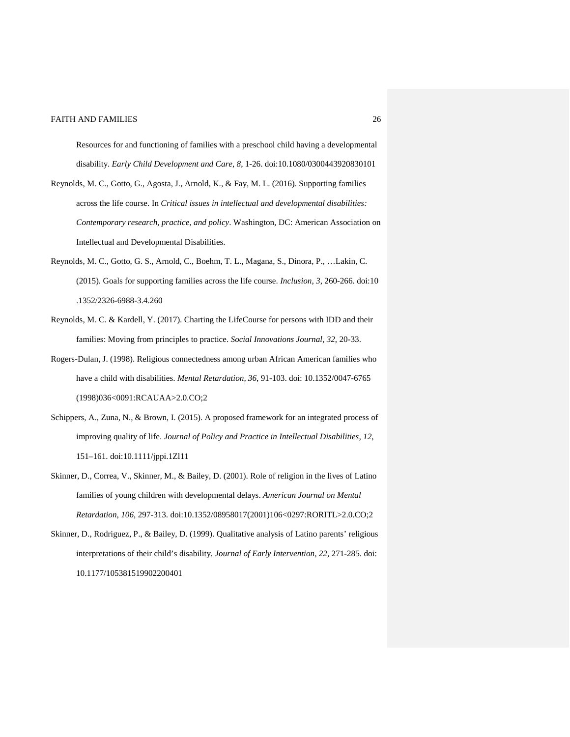Resources for and functioning of families with a preschool child having a developmental disability. *Early Child Development and Care*, *8*, 1-26. doi:10.1080/0300443920830101

Reynolds, M. C., Gotto, G., Agosta, J., Arnold, K., & Fay, M. L. (2016). Supporting families across the life course. In *Critical issues in intellectual and developmental disabilities: Contemporary research, practice, and policy*. Washington, DC: American Association on Intellectual and Developmental Disabilities.

Reynolds, M. C., Gotto, G. S., Arnold, C., Boehm, T. L., Magana, S., Dinora, P., …Lakin, C. (2015). Goals for supporting families across the life course. *Inclusion, 3*, 260-266. doi:10 .1352/2326-6988-3.4.260

Reynolds, M. C. & Kardell, Y. (2017). Charting the LifeCourse for persons with IDD and their families: Moving from principles to practice. *Social Innovations Journal, 32*, 20-33.

Rogers-Dulan, J. (1998). Religious connectedness among urban African American families who have a child with disabilities. *Mental Retardation, 36*, 91-103. doi: 10.1352/0047-6765 (1998)036<0091:RCAUAA>2.0.CO;2

Schippers, A., Zuna, N., & Brown, I. (2015). A proposed framework for an integrated process of improving quality of life. *Journal of Policy and Practice in Intellectual Disabilities, 12*, 151–161. doi:10.1111/jppi.1Zl11

Skinner, D., Correa, V., Skinner, M., & Bailey, D. (2001). Role of religion in the lives of Latino families of young children with developmental delays. *American Journal on Mental Retardation, 106*, 297-313. doi:10.1352/08958017(2001)106<0297:RORITL>2.0.CO;2

Skinner, D., Rodriguez, P., & Bailey, D. (1999). Qualitative analysis of Latino parents' religious interpretations of their child's disability. *Journal of Early Intervention, 22*, 271-285. doi: 10.1177/105381519902200401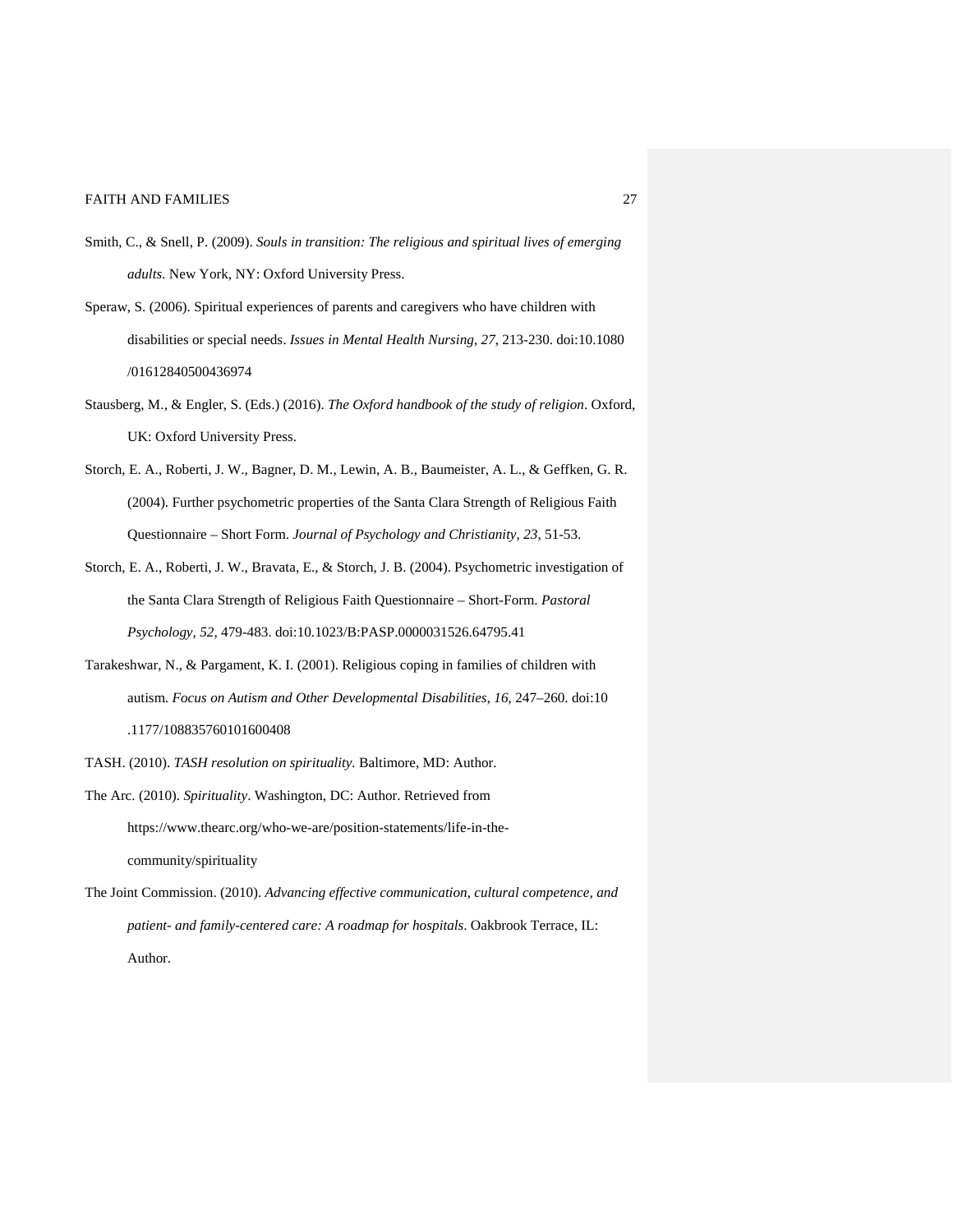Smith, C., & Snell, P. (2009). *Souls in transition: The religious and spiritual lives of emerging adults*. New York, NY: Oxford University Press.

Speraw, S. (2006). Spiritual experiences of parents and caregivers who have children with disabilities or special needs. *Issues in Mental Health Nursing*, *27*, 213-230. doi:10.1080/01612840500436974

Stausberg, M., & Engler, S. (Eds.) (2016). *The Oxford handbook of the study of religion*. Oxford, UK: Oxford University Press.

Storch, E. A., Roberti, J. W., Bagner, D. M., Lewin, A. B., Baumeister, A. L., & Geffken, G. R. (2004). Further psychometric properties of the Santa Clara Strength of Religious Faith Questionnaire – Short Form. *Journal of Psychology and Christianity, 23*, 51-53.

Storch, E. A., Roberti, J. W., Bravata, E., & Storch, J. B. (2004). Psychometric investigation of the Santa Clara Strength of Religious Faith Questionnaire – Short-Form. *Pastoral Psychology, 52*, 479-483. doi:10.1023/B:PASP.0000031526.64795.41

Tarakeshwar, N., & Pargament, K. I. (2001). Religious coping in families of children with autism. *Focus on Autism and Other Developmental Disabilities*, *16*, 247–260. doi:10.1177/108835760101600408

TASH. (2010). *TASH resolution on spirituality*. Baltimore, MD: Author.

The Arc. (2010). *Spirituality*. Washington, DC: Author. Retrieved from https://www.thearc.org/who-we-are/position-statements/life-in-the-community/spirituality

The Joint Commission. (2010). *Advancing effective communication, cultural competence, and patient- and family-centered care: A roadmap for hospitals*. Oakbrook Terrace, IL: Author.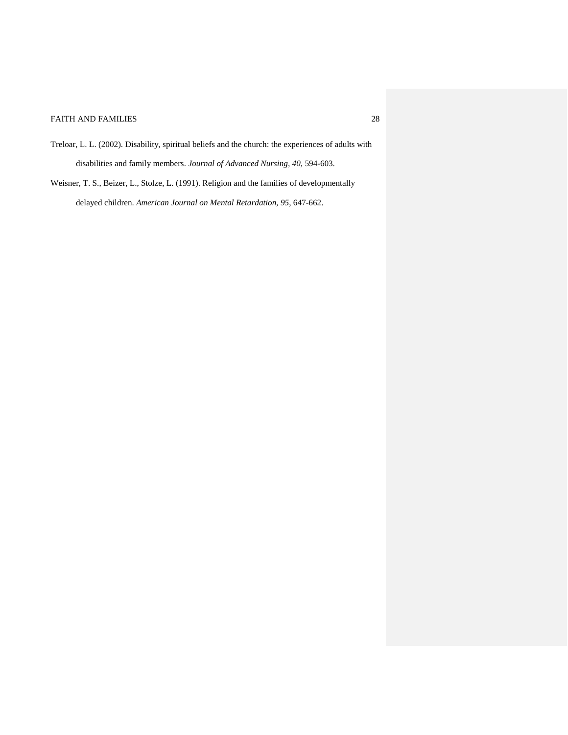Treloar, L. L. (2002). Disability, spiritual beliefs and the church: the experiences of adults with disabilities and family members. *Journal of Advanced Nursing, 40*, 594-603.

Weisner, T. S., Beizer, L., Stolze, L. (1991). Religion and the families of developmentally delayed children. *American Journal on Mental Retardation, 95*, 647-662.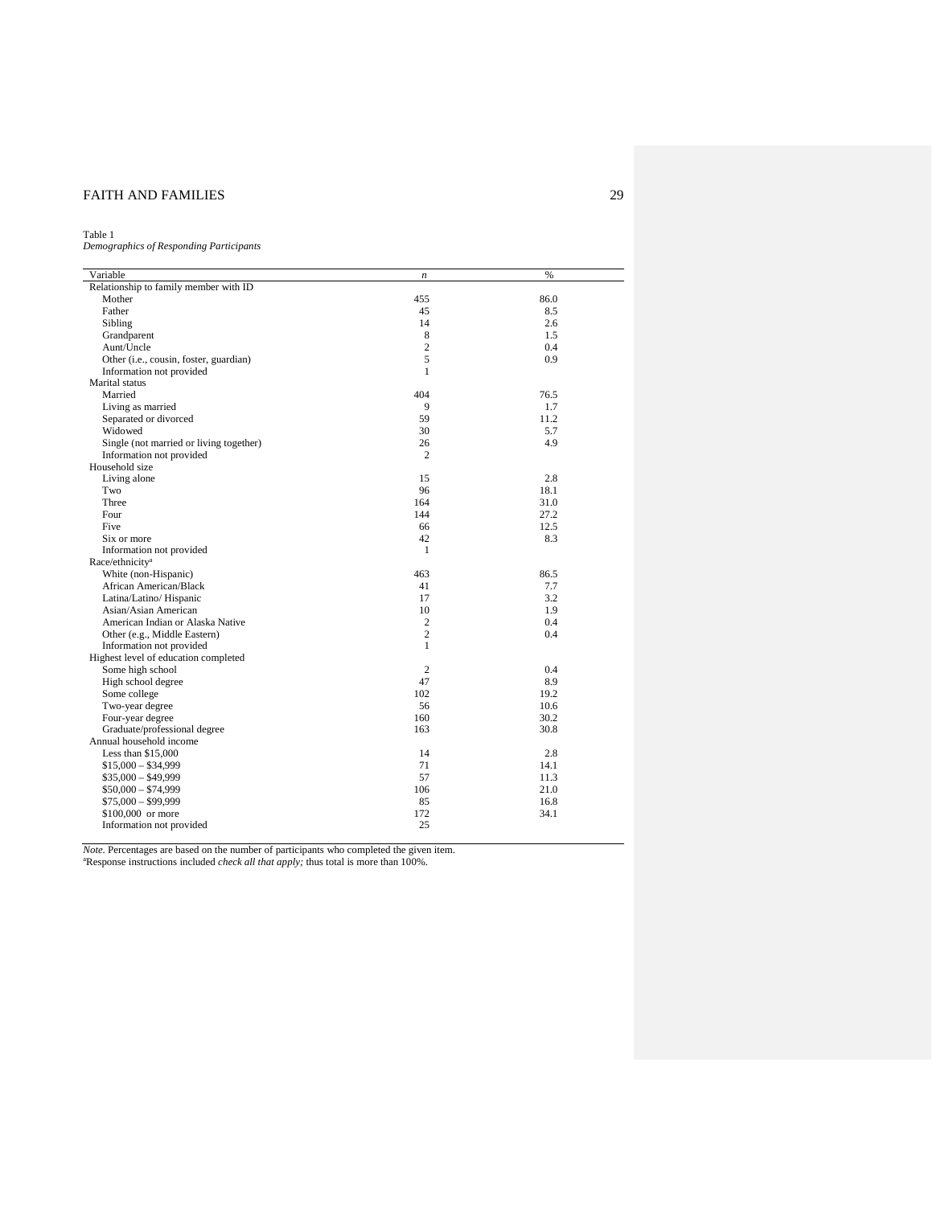Table 1

*Demographics of Responding Participants*

| Variable | *n* | % |
|---|---|---|
| Relationship to family member with ID | | |
| Mother | 455 | 86.0 |
| Father | 45 | 8.5 |
| Sibling | 14 | 2.6 |
| Grandparent | 8 | 1.5 |
| Aunt/Uncle | 2 | 0.4 |
| Other (i.e., cousin, foster, guardian) | 5 | 0.9 |
| Information not provided | 1 | |
| Marital status | | |
| Married | 404 | 76.5 |
| Living as married | 9 | 1.7 |
| Separated or divorced | 59 | 11.2 |
| Widowed | 30 | 5.7 |
| Single (not married or living together) | 26 | 4.9 |
| Information not provided | 2 | |
| Household size | | |
| Living alone | 15 | 2.8 |
| Two | 96 | 18.1 |
| Three | 164 | 31.0 |
| Four | 144 | 27.2 |
| Five | 66 | 12.5 |
| Six or more | 42 | 8.3 |
| Information not provided | 1 | |
| Race/ethnicity[a] | | |
| White (non-Hispanic) | 463 | 86.5 |
| African American/Black | 41 | 7.7 |
| Latina/Latino/ Hispanic | 17 | 3.2 |
| Asian/Asian American | 10 | 1.9 |
| American Indian or Alaska Native | 2 | 0.4 |
| Other (e.g., Middle Eastern) | 2 | 0.4 |
| Information not provided | 1 | |
| Highest level of education completed | | |
| Some high school | 2 | 0.4 |
| High school degree | 47 | 8.9 |
| Some college | 102 | 19.2 |
| Two-year degree | 56 | 10.6 |
| Four-year degree | 160 | 30.2 |
| Graduate/professional degree | 163 | 30.8 |
| Annual household income | | |
| Less than $15,000 | 14 | 2.8 |
| $15,000 – $34,999 | 71 | 14.1 |
| $35,000 – $49,999 | 57 | 11.3 |
| $50,000 – $74,999 | 106 | 21.0 |
| $75,000 – $99,999 | 85 | 16.8 |
| $100,000 or more | 172 | 34.1 |
| Information not provided | 25 | |

*Note.* Percentages are based on the number of participants who completed the given item.

[a]Response instructions included *check all that apply;* thus total is more than 100%.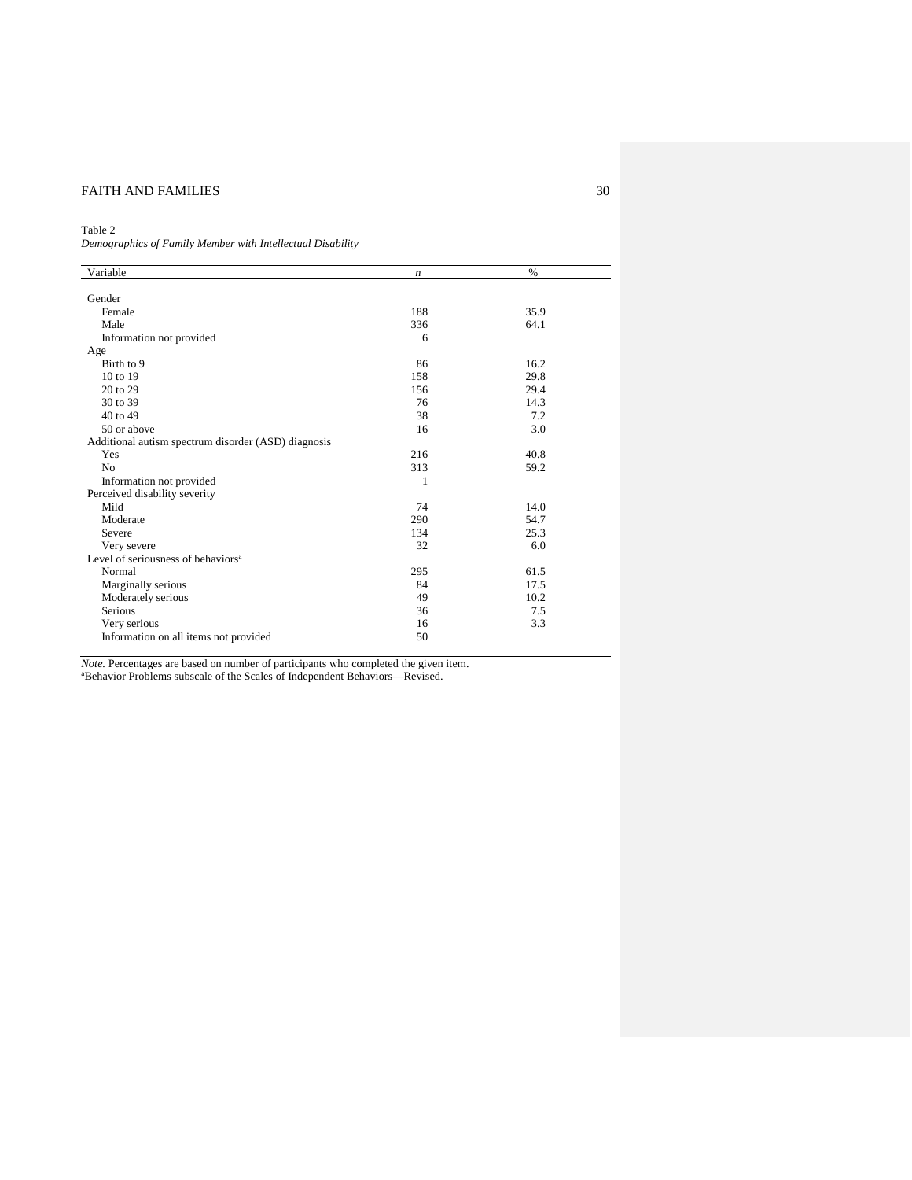Table 2

*Demographics of Family Member with Intellectual Disability*

| Variable | *n* | % |
|---|---|---|
| Gender | | |
| Female | 188 | 35.9 |
| Male | 336 | 64.1 |
| Information not provided | 6 | |
| Age | | |
| Birth to 9 | 86 | 16.2 |
| 10 to 19 | 158 | 29.8 |
| 20 to 29 | 156 | 29.4 |
| 30 to 39 | 76 | 14.3 |
| 40 to 49 | 38 | 7.2 |
| 50 or above | 16 | 3.0 |
| Additional autism spectrum disorder (ASD) diagnosis | | |
| Yes | 216 | 40.8 |
| No | 313 | 59.2 |
| Information not provided | 1 | |
| Perceived disability severity | | |
| Mild | 74 | 14.0 |
| Moderate | 290 | 54.7 |
| Severe | 134 | 25.3 |
| Very severe | 32 | 6.0 |
| Level of seriousness of behaviors[a] | | |
| Normal | 295 | 61.5 |
| Marginally serious | 84 | 17.5 |
| Moderately serious | 49 | 10.2 |
| Serious | 36 | 7.5 |
| Very serious | 16 | 3.3 |
| Information on all items not provided | 50 | |

*Note.* Percentages are based on number of participants who completed the given item.
[a]Behavior Problems subscale of the Scales of Independent Behaviors—Revised.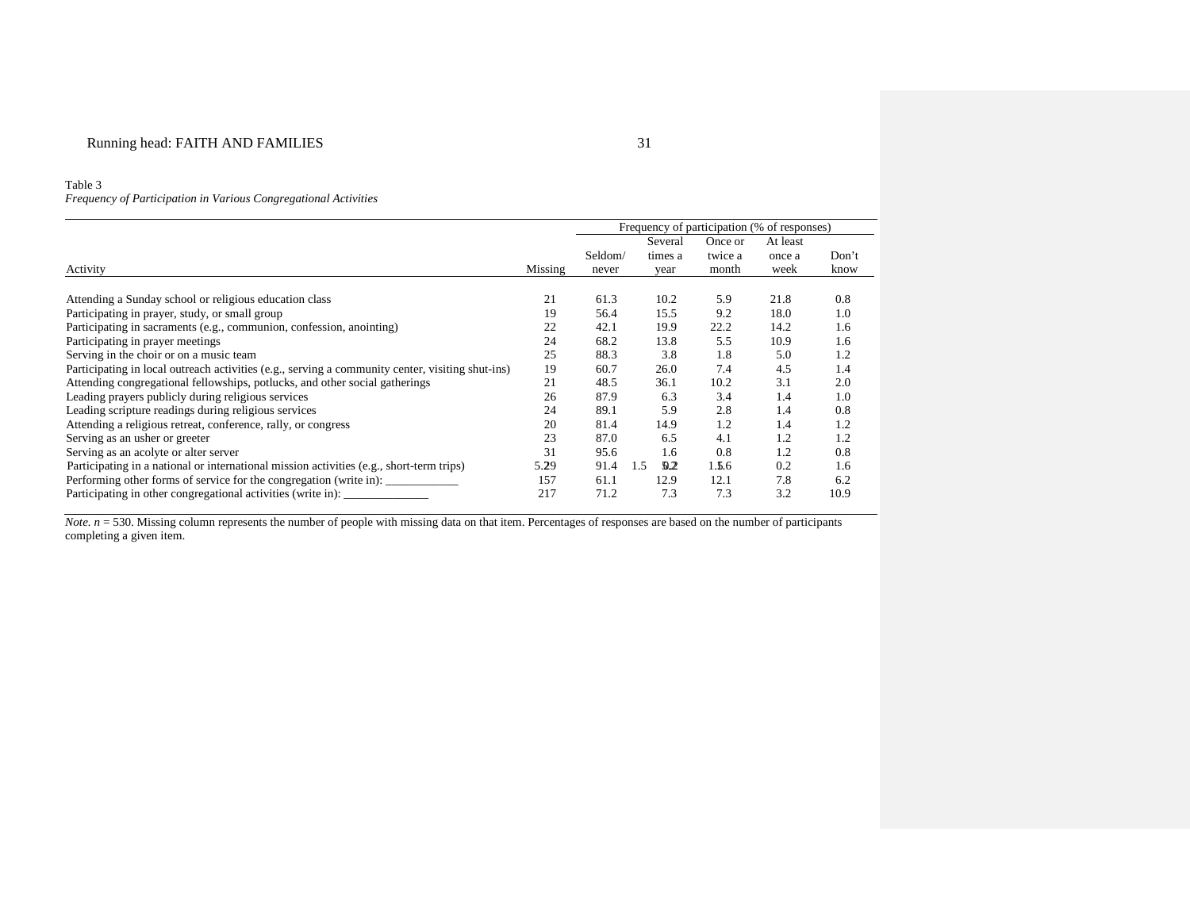Table 3

*Frequency of Participation in Various Congregational Activities*

| Activity | Missing | Frequency of participation (% of responses) | | | | |
|---|---|---|---|---|---|---|
| | | Seldom/ never | Several times a year | Once or twice a month | At least once a week | Don't know |
| Attending a Sunday school or religious education class | 21 | 61.3 | 10.2 | 5.9 | 21.8 | 0.8 |
| Participating in prayer, study, or small group | 19 | 56.4 | 15.5 | 9.2 | 18.0 | 1.0 |
| Participating in sacraments (e.g., communion, confession, anointing) | 22 | 42.1 | 19.9 | 22.2 | 14.2 | 1.6 |
| Participating in prayer meetings | 24 | 68.2 | 13.8 | 5.5 | 10.9 | 1.6 |
| Serving in the choir or on a music team | 25 | 88.3 | 3.8 | 1.8 | 5.0 | 1.2 |
| Participating in local outreach activities (e.g., serving a community center, visiting shut-ins) | 19 | 60.7 | 26.0 | 7.4 | 4.5 | 1.4 |
| Attending congregational fellowships, potlucks, and other social gatherings | 21 | 48.5 | 36.1 | 10.2 | 3.1 | 2.0 |
| Leading prayers publicly during religious services | 26 | 87.9 | 6.3 | 3.4 | 1.4 | 1.0 |
| Leading scripture readings during religious services | 24 | 89.1 | 5.9 | 2.8 | 1.4 | 0.8 |
| Attending a religious retreat, conference, rally, or congress | 20 | 81.4 | 14.9 | 1.2 | 1.4 | 1.2 |
| Serving as an usher or greeter | 23 | 87.0 | 6.5 | 4.1 | 1.2 | 1.2 |
| Serving as an acolyte or alter server | 31 | 95.6 | 1.6 | 0.8 | 1.2 | 0.8 |
| Participating in a national or international mission activities (e.g., short-term trips) | 29 | 91.4 | 5.2 | 1.5 | 0.2 | 1.6 |
| Performing other forms of service for the congregation (write in): ____________ | 157 | 61.1 | 12.9 | 12.1 | 7.8 | 6.2 |
| Participating in other congregational activities (write in): ______________ | 217 | 71.2 | 7.3 | 7.3 | 3.2 | 10.9 |

*Note. n* = 530. Missing column represents the number of people with missing data on that item. Percentages of responses are based on the number of participants completing a given item.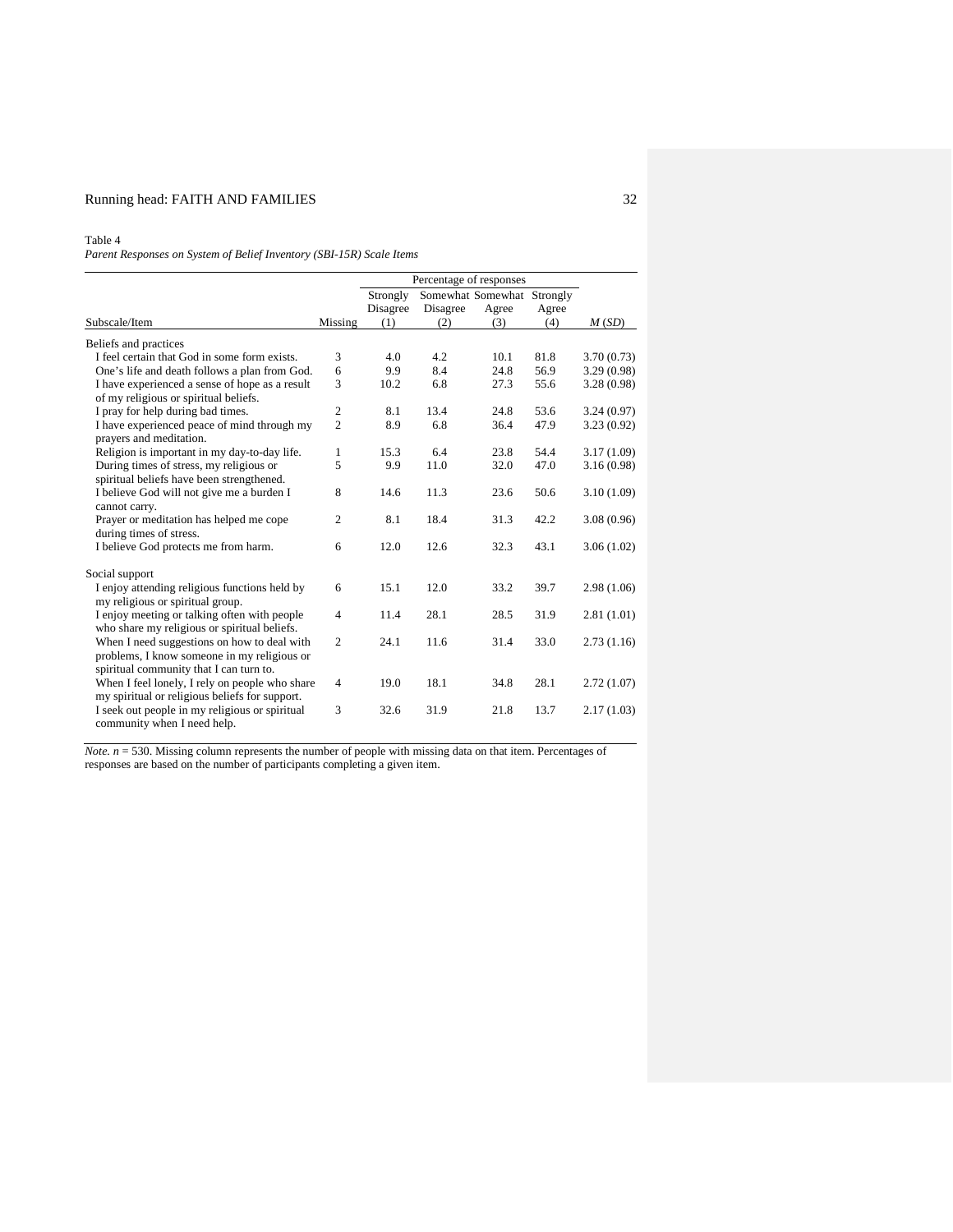Table 4

*Parent Responses on System of Belief Inventory (SBI-15R) Scale Items*

| | | Percentage of responses | | | | |
|---|---|---|---|---|---|---|
| Subscale/Item | Missing | Strongly Disagree (1) | Somewhat Disagree (2) | Somewhat Agree (3) | Strongly Agree (4) | *M* (*SD*) |
| Beliefs and practices | | | | | | |
| I feel certain that God in some form exists. | 3 | 4.0 | 4.2 | 10.1 | 81.8 | 3.70 (0.73) |
| One's life and death follows a plan from God. | 6 | 9.9 | 8.4 | 24.8 | 56.9 | 3.29 (0.98) |
| I have experienced a sense of hope as a result of my religious or spiritual beliefs. | 3 | 10.2 | 6.8 | 27.3 | 55.6 | 3.28 (0.98) |
| I pray for help during bad times. | 2 | 8.1 | 13.4 | 24.8 | 53.6 | 3.24 (0.97) |
| I have experienced peace of mind through my prayers and meditation. | 2 | 8.9 | 6.8 | 36.4 | 47.9 | 3.23 (0.92) |
| Religion is important in my day-to-day life. | 1 | 15.3 | 6.4 | 23.8 | 54.4 | 3.17 (1.09) |
| During times of stress, my religious or spiritual beliefs have been strengthened. | 5 | 9.9 | 11.0 | 32.0 | 47.0 | 3.16 (0.98) |
| I believe God will not give me a burden I cannot carry. | 8 | 14.6 | 11.3 | 23.6 | 50.6 | 3.10 (1.09) |
| Prayer or meditation has helped me cope during times of stress. | 2 | 8.1 | 18.4 | 31.3 | 42.2 | 3.08 (0.96) |
| I believe God protects me from harm. | 6 | 12.0 | 12.6 | 32.3 | 43.1 | 3.06 (1.02) |
| Social support | | | | | | |
| I enjoy attending religious functions held by my religious or spiritual group. | 6 | 15.1 | 12.0 | 33.2 | 39.7 | 2.98 (1.06) |
| I enjoy meeting or talking often with people who share my religious or spiritual beliefs. | 4 | 11.4 | 28.1 | 28.5 | 31.9 | 2.81 (1.01) |
| When I need suggestions on how to deal with problems, I know someone in my religious or spiritual community that I can turn to. | 2 | 24.1 | 11.6 | 31.4 | 33.0 | 2.73 (1.16) |
| When I feel lonely, I rely on people who share my spiritual or religious beliefs for support. | 4 | 19.0 | 18.1 | 34.8 | 28.1 | 2.72 (1.07) |
| I seek out people in my religious or spiritual community when I need help. | 3 | 32.6 | 31.9 | 21.8 | 13.7 | 2.17 (1.03) |

*Note.* $n = 530$. Missing column represents the number of people with missing data on that item. Percentages of responses are based on the number of participants completing a given item.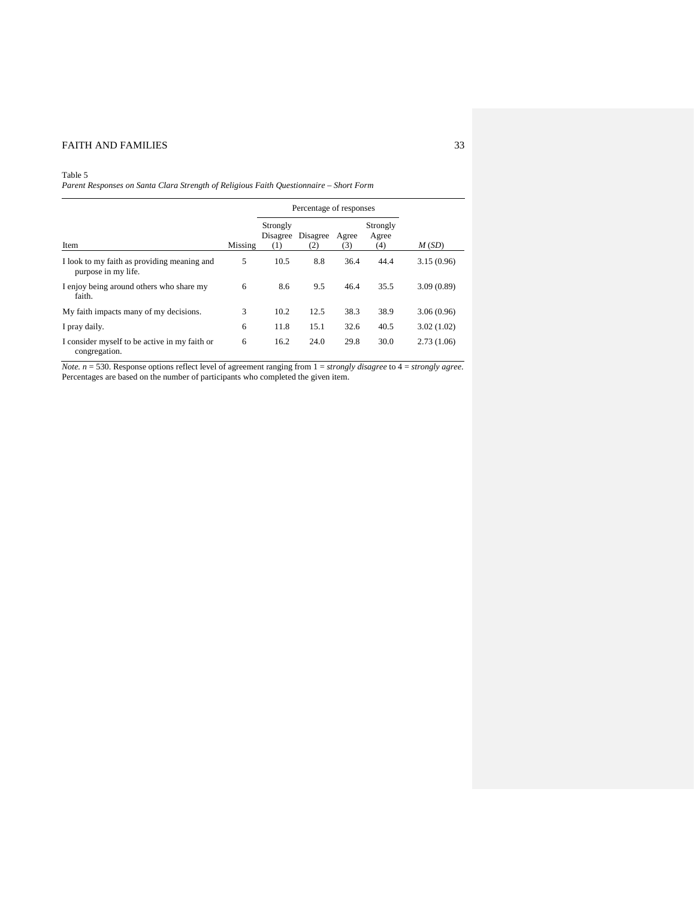Table 5

*Parent Responses on Santa Clara Strength of Religious Faith Questionnaire – Short Form*

| | | Percentage of responses | | | | |
|---|---|---|---|---|---|---|
| Item | Missing | Strongly Disagree (1) | Disagree (2) | Agree (3) | Strongly Agree (4) | *M* (*SD*) |
| I look to my faith as providing meaning and purpose in my life. | 5 | 10.5 | 8.8 | 36.4 | 44.4 | 3.15 (0.96) |
| I enjoy being around others who share my faith. | 6 | 8.6 | 9.5 | 46.4 | 35.5 | 3.09 (0.89) |
| My faith impacts many of my decisions. | 3 | 10.2 | 12.5 | 38.3 | 38.9 | 3.06 (0.96) |
| I pray daily. | 6 | 11.8 | 15.1 | 32.6 | 40.5 | 3.02 (1.02) |
| I consider myself to be active in my faith or congregation. | 6 | 16.2 | 24.0 | 29.8 | 30.0 | 2.73 (1.06) |

*Note.* $n = 530$. Response options reflect level of agreement ranging from 1 = *strongly disagree* to 4 = *strongly agree*. Percentages are based on the number of participants who completed the given item.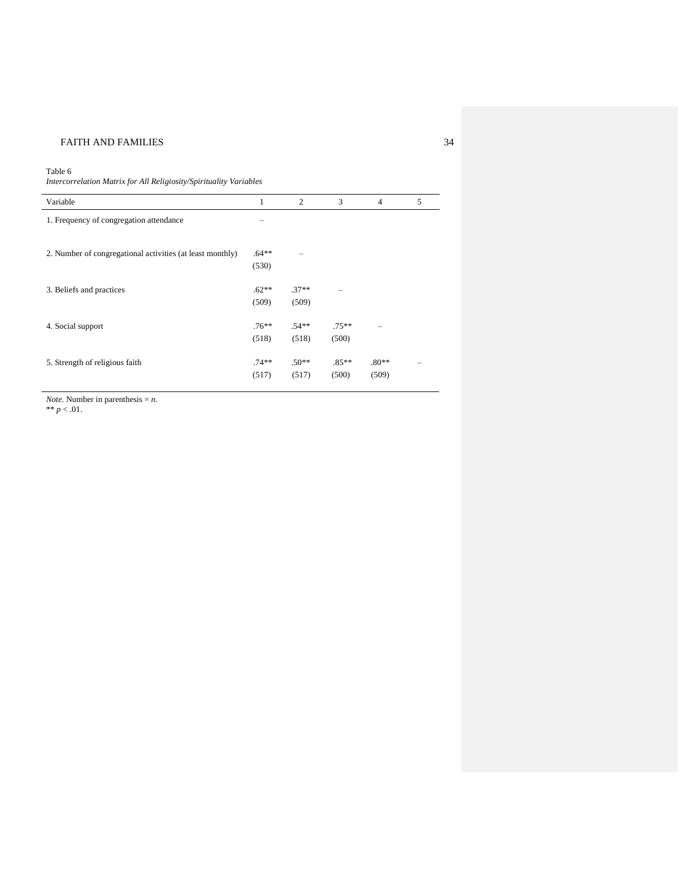Table 6

*Intercorrelation Matrix for All Religiosity/Spirituality Variables*

| Variable | 1 | 2 | 3 | 4 | 5 |
|---|---|---|---|---|---|
| 1. Frequency of congregation attendance | – | | | | |
| 2. Number of congregational activities (at least monthly) | .64** (530) | – | | | |
| 3. Beliefs and practices | .62** (509) | .37** (509) | – | | |
| 4. Social support | .76** (518) | .54** (518) | .75** (500) | – | |
| 5. Strength of religious faith | .74** (517) | .50** (517) | .85** (500) | .80** (509) | – |

*Note.* Number in parenthesis = *n*.
** $p < .01$.